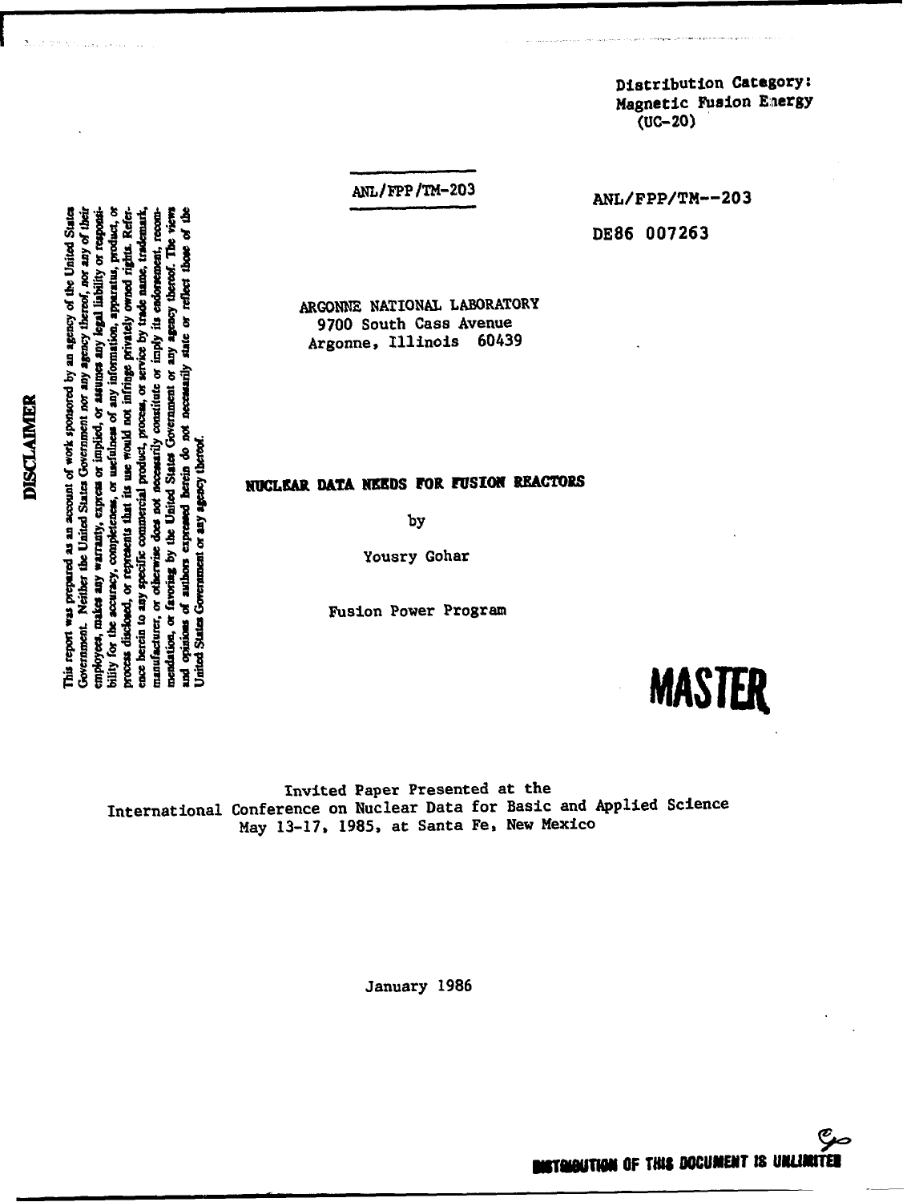Distribution Category:
Magnetic Fusion Energy
(UC-20)

ANL/FPP/TM-203

ANL/FPP/TM--203

DE86 007263

**DISCLAIMER**

This report was prepared as an account of work sponsored by an agency of the United States Government. Neither the United States Government nor any agency thereof, nor any of their employees, makes any warranty, express or implied, or assumes any legal liability or responsibility for the accuracy, completeness, or usefulness of any information, apparatus, product, or process disclosed, or represents that its use would not infringe privately owned rights. Reference herein to any specific commercial product, process, or service by trade name, trademark, manufacturer, or otherwise does not necessarily constitute or imply its endorsement, recommendation, or favoring by the United States Government or any agency thereof. The views and opinions of authors expressed herein do not necessarily state or reflect those of the United States Government or any agency thereof.

ARGONNE NATIONAL LABORATORY
9700 South Cass Avenue
Argonne, Illinois 60439

# NUCLEAR DATA NEEDS FOR FUSION REACTORS

by

Yousry Gohar

Fusion Power Program

**MASTER**

Invited Paper Presented at the
International Conference on Nuclear Data for Basic and Applied Science
May 13-17, 1985, at Santa Fe, New Mexico

January 1986

DISTRIBUTION OF THIS DOCUMENT IS UNLIMITED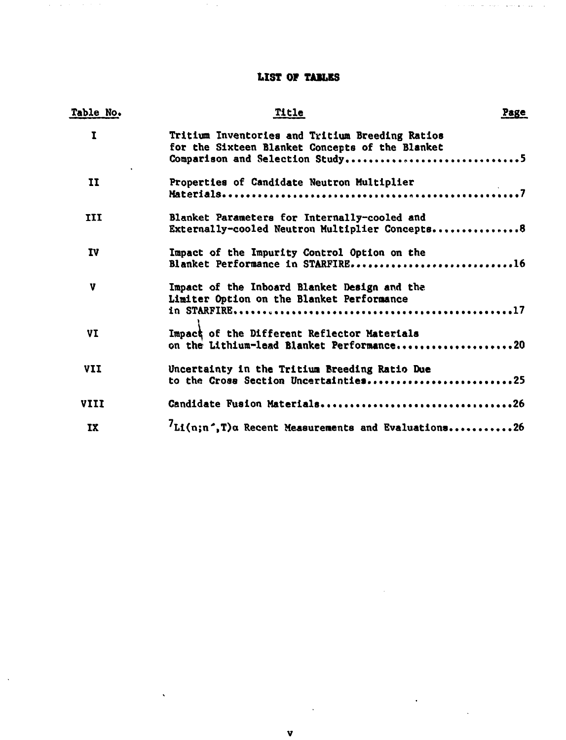# LIST OF TABLES

| Table No. | Title | Page |
|---|---|---|
| I | Tritium Inventories and Tritium Breeding Ratios for the Sixteen Blanket Concepts of the Blanket Comparison and Selection Study | 5 |
| II | Properties of Candidate Neutron Multiplier Materials | 7 |
| III | Blanket Parameters for Internally-cooled and Externally-cooled Neutron Multiplier Concepts | 8 |
| IV | Impact of the Impurity Control Option on the Blanket Performance in STARFIRE | 16 |
| V | Impact of the Inboard Blanket Design and the Limiter Option on the Blanket Performance in STARFIRE | 17 |
| VI | Impact of the Different Reflector Materials on the Lithium-lead Blanket Performance | 20 |
| VII | Uncertainty in the Tritium Breeding Ratio Due to the Cross Section Uncertainties | 25 |
| VIII | Candidate Fusion Materials | 26 |
| IX | $^{7}Li(n;n',T)\alpha$ Recent Measurements and Evaluations | 26 |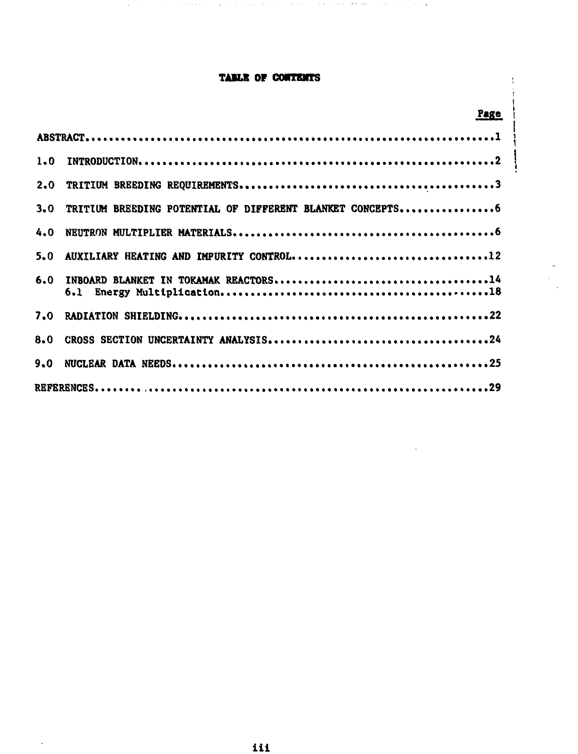# TABLE OF CONTENTS

| | Page |
|---|---|
| ABSTRACT | 1 |
| 1.0 INTRODUCTION | 2 |
| 2.0 TRITIUM BREEDING REQUIREMENTS | 3 |
| 3.0 TRITIUM BREEDING POTENTIAL OF DIFFERENT BLANKET CONCEPTS | 6 |
| 4.0 NEUTRON MULTIPLIER MATERIALS | 6 |
| 5.0 AUXILIARY HEATING AND IMPURITY CONTROL | 12 |
| 6.0 INBOARD BLANKET IN TOKAMAK REACTORS | 14 |
| 6.1 Energy Multiplication | 18 |
| 7.0 RADIATION SHIELDING | 22 |
| 8.0 CROSS SECTION UNCERTAINTY ANALYSIS | 24 |
| 9.0 NUCLEAR DATA NEEDS | 25 |
| REFERENCES | 29 |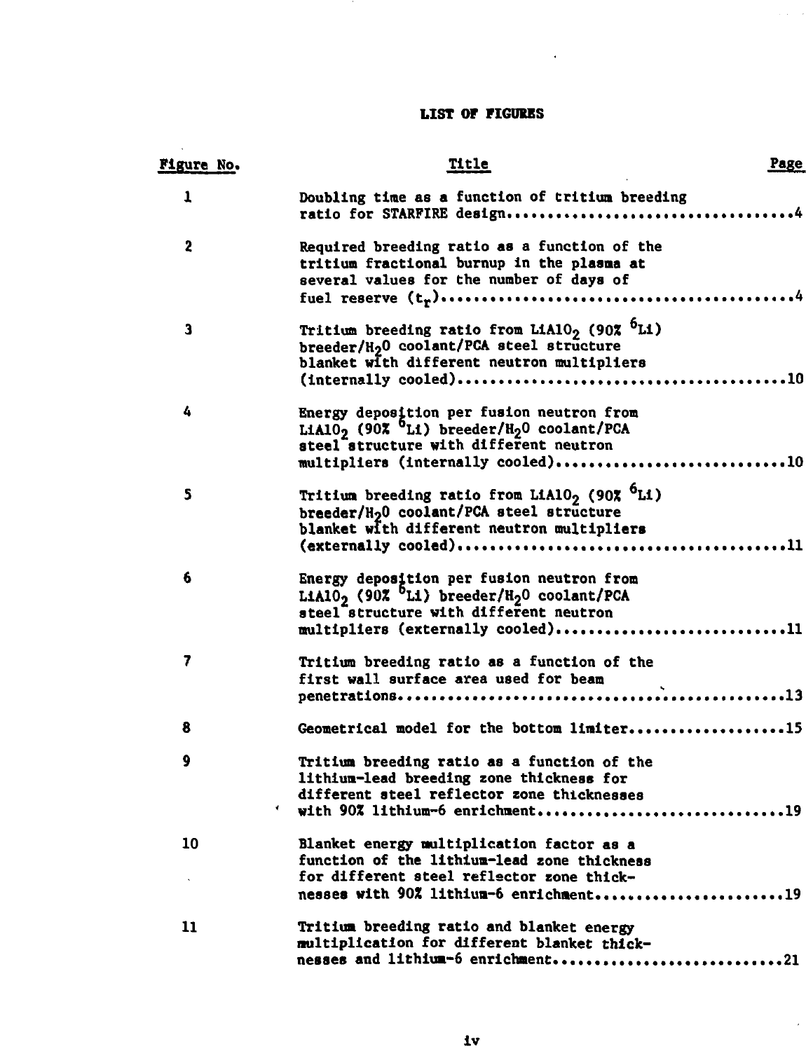# LIST OF FIGURES

| Figure No. | Title | Page |
|---|---|---|
| 1 | Doubling time as a function of tritium breeding ratio for STARFIRE design | 4 |
| 2 | Required breeding ratio as a function of the tritium fractional burnup in the plasma at several values for the number of days of fuel reserve ($t_r$) | 4 |
| 3 | Tritium breeding ratio from $LiAlO_2$ (90% $^6Li$) breeder/$H_2O$ coolant/PCA steel structure blanket with different neutron multipliers (internally cooled) | 10 |
| 4 | Energy deposition per fusion neutron from $LiAlO_2$ (90% $^6Li$) breeder/$H_2O$ coolant/PCA steel structure with different neutron multipliers (internally cooled) | 10 |
| 5 | Tritium breeding ratio from $LiAlO_2$ (90% $^6Li$) breeder/$H_2O$ coolant/PCA steel structure blanket with different neutron multipliers (externally cooled) | 11 |
| 6 | Energy deposition per fusion neutron from $LiAlO_2$ (90% $^6Li$) breeder/$H_2O$ coolant/PCA steel structure with different neutron multipliers (externally cooled) | 11 |
| 7 | Tritium breeding ratio as a function of the first wall surface area used for beam penetrations | 13 |
| 8 | Geometrical model for the bottom limiter | 15 |
| 9 | Tritium breeding ratio as a function of the lithium-lead breeding zone thickness for different steel reflector zone thicknesses with 90% lithium-6 enrichment | 19 |
| 10 | Blanket energy multiplication factor as a function of the lithium-lead zone thickness for different steel reflector zone thicknesses with 90% lithium-6 enrichment | 19 |
| 11 | Tritium breeding ratio and blanket energy multiplication for different blanket thicknesses and lithium-6 enrichment | 21 |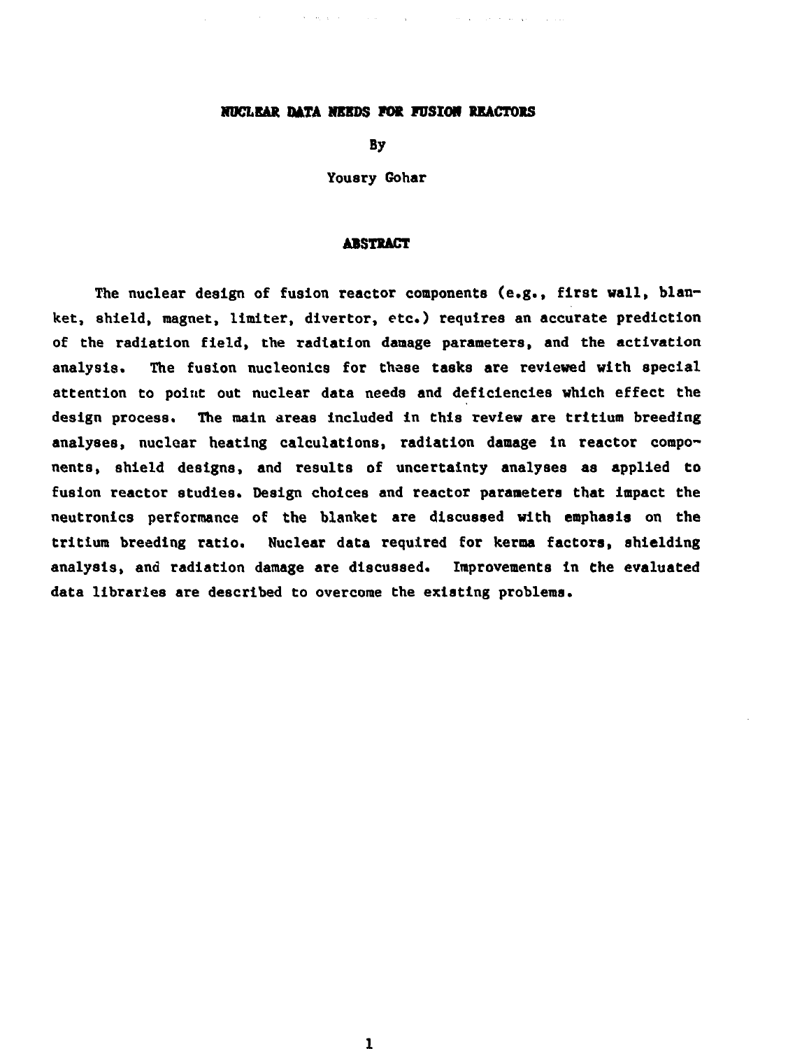# NUCLEAR DATA NEEDS FOR FUSION REACTORS

By

Yousry Gohar

## ABSTRACT

The nuclear design of fusion reactor components (e.g., first wall, blanket, shield, magnet, limiter, divertor, etc.) requires an accurate prediction of the radiation field, the radiation damage parameters, and the activation analysis. The fusion nucleonics for these tasks are reviewed with special attention to point out nuclear data needs and deficiencies which effect the design process. The main areas included in this review are tritium breeding analyses, nuclear heating calculations, radiation damage in reactor components, shield designs, and results of uncertainty analyses as applied to fusion reactor studies. Design choices and reactor parameters that impact the neutronics performance of the blanket are discussed with emphasis on the tritium breeding ratio. Nuclear data required for kerma factors, shielding analysis, and radiation damage are discussed. Improvements in the evaluated data libraries are described to overcome the existing problems.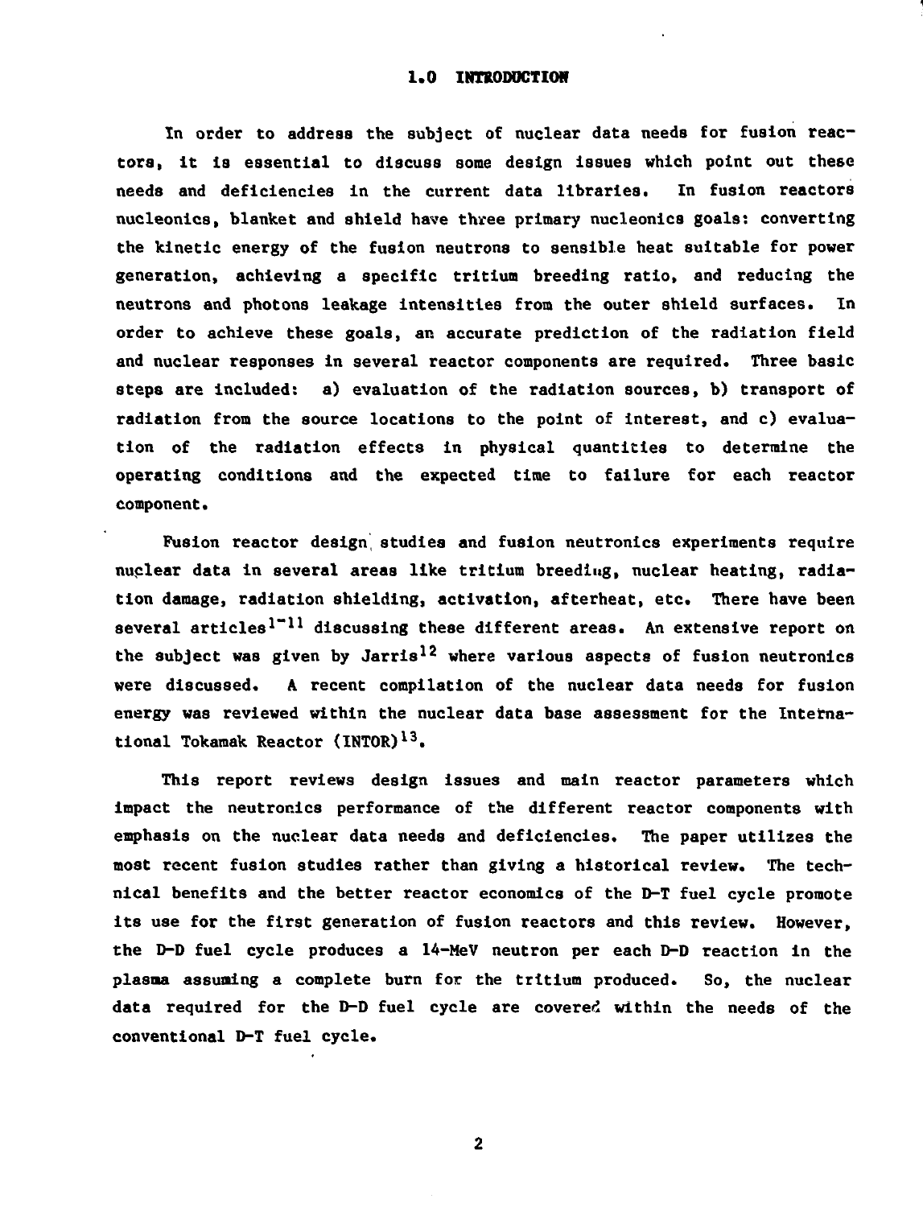## 1.0 INTRODUCTION

In order to address the subject of nuclear data needs for fusion reactors, it is essential to discuss some design issues which point out these needs and deficiencies in the current data libraries. In fusion reactors nucleonics, blanket and shield have three primary nucleonics goals: converting the kinetic energy of the fusion neutrons to sensible heat suitable for power generation, achieving a specific tritium breeding ratio, and reducing the neutrons and photons leakage intensities from the outer shield surfaces. In order to achieve these goals, an accurate prediction of the radiation field and nuclear responses in several reactor components are required. Three basic steps are included: a) evaluation of the radiation sources, b) transport of radiation from the source locations to the point of interest, and c) evaluation of the radiation effects in physical quantities to determine the operating conditions and the expected time to failure for each reactor component.

Fusion reactor design studies and fusion neutronics experiments require nuclear data in several areas like tritium breeding, nuclear heating, radiation damage, radiation shielding, activation, afterheat, etc. There have been several articles[1-11] discussing these different areas. An extensive report on the subject was given by Jarris[12] where various aspects of fusion neutronics were discussed. A recent compilation of the nuclear data needs for fusion energy was reviewed within the nuclear data base assessment for the International Tokamak Reactor (INTOR)[13].

This report reviews design issues and main reactor parameters which impact the neutronics performance of the different reactor components with emphasis on the nuclear data needs and deficiencies. The paper utilizes the most recent fusion studies rather than giving a historical review. The technical benefits and the better reactor economics of the D-T fuel cycle promote its use for the first generation of fusion reactors and this review. However, the D-D fuel cycle produces a 14-MeV neutron per each D-D reaction in the plasma assuming a complete burn for the tritium produced. So, the nuclear data required for the D-D fuel cycle are covered within the needs of the conventional D-T fuel cycle.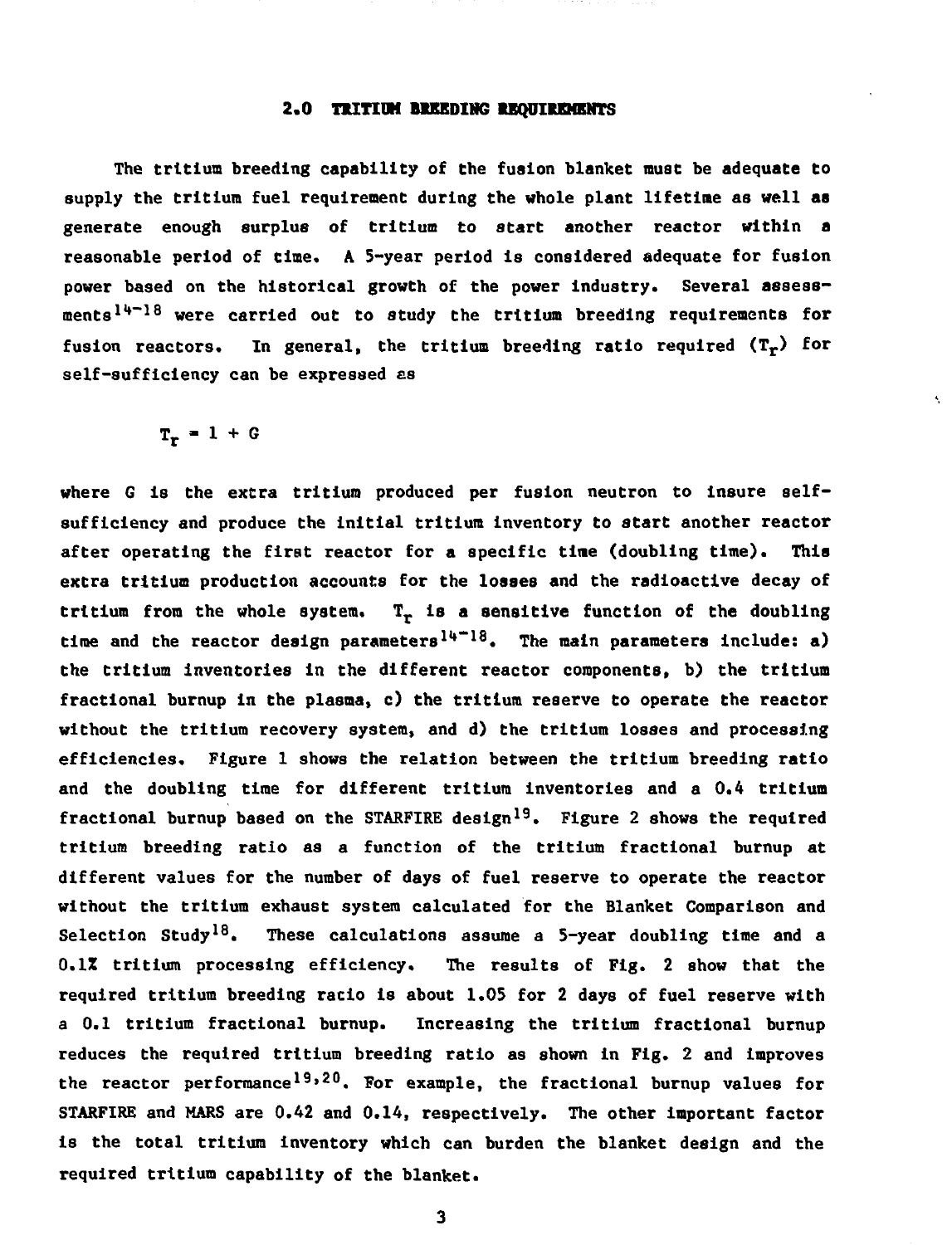## 2.0 TRITIUM BREEDING REQUIREMENTS

The tritium breeding capability of the fusion blanket must be adequate to supply the tritium fuel requirement during the whole plant lifetime as well as generate enough surplus of tritium to start another reactor within a reasonable period of time. A 5-year period is considered adequate for fusion power based on the historical growth of the power industry. Several assessments[14-18] were carried out to study the tritium breeding requirements for fusion reactors. In general, the tritium breeding ratio required ($T_r$) for self-sufficiency can be expressed as

$$T_r = 1 + G$$

where G is the extra tritium produced per fusion neutron to insure self-sufficiency and produce the initial tritium inventory to start another reactor after operating the first reactor for a specific time (doubling time). This extra tritium production accounts for the losses and the radioactive decay of tritium from the whole system. $T_r$ is a sensitive function of the doubling time and the reactor design parameters[14-18]. The main parameters include: a) the tritium inventories in the different reactor components, b) the tritium fractional burnup in the plasma, c) the tritium reserve to operate the reactor without the tritium recovery system, and d) the tritium losses and processing efficiencies. Figure 1 shows the relation between the tritium breeding ratio and the doubling time for different tritium inventories and a 0.4 tritium fractional burnup based on the STARFIRE design[19]. Figure 2 shows the required tritium breeding ratio as a function of the tritium fractional burnup at different values for the number of days of fuel reserve to operate the reactor without the tritium exhaust system calculated for the Blanket Comparison and Selection Study[18]. These calculations assume a 5-year doubling time and a 0.1% tritium processing efficiency. The results of Fig. 2 show that the required tritium breeding ratio is about 1.05 for 2 days of fuel reserve with a 0.1 tritium fractional burnup. Increasing the tritium fractional burnup reduces the required tritium breeding ratio as shown in Fig. 2 and improves the reactor performance[19,20]. For example, the fractional burnup values for STARFIRE and MARS are 0.42 and 0.14, respectively. The other important factor is the total tritium inventory which can burden the blanket design and the required tritium capability of the blanket.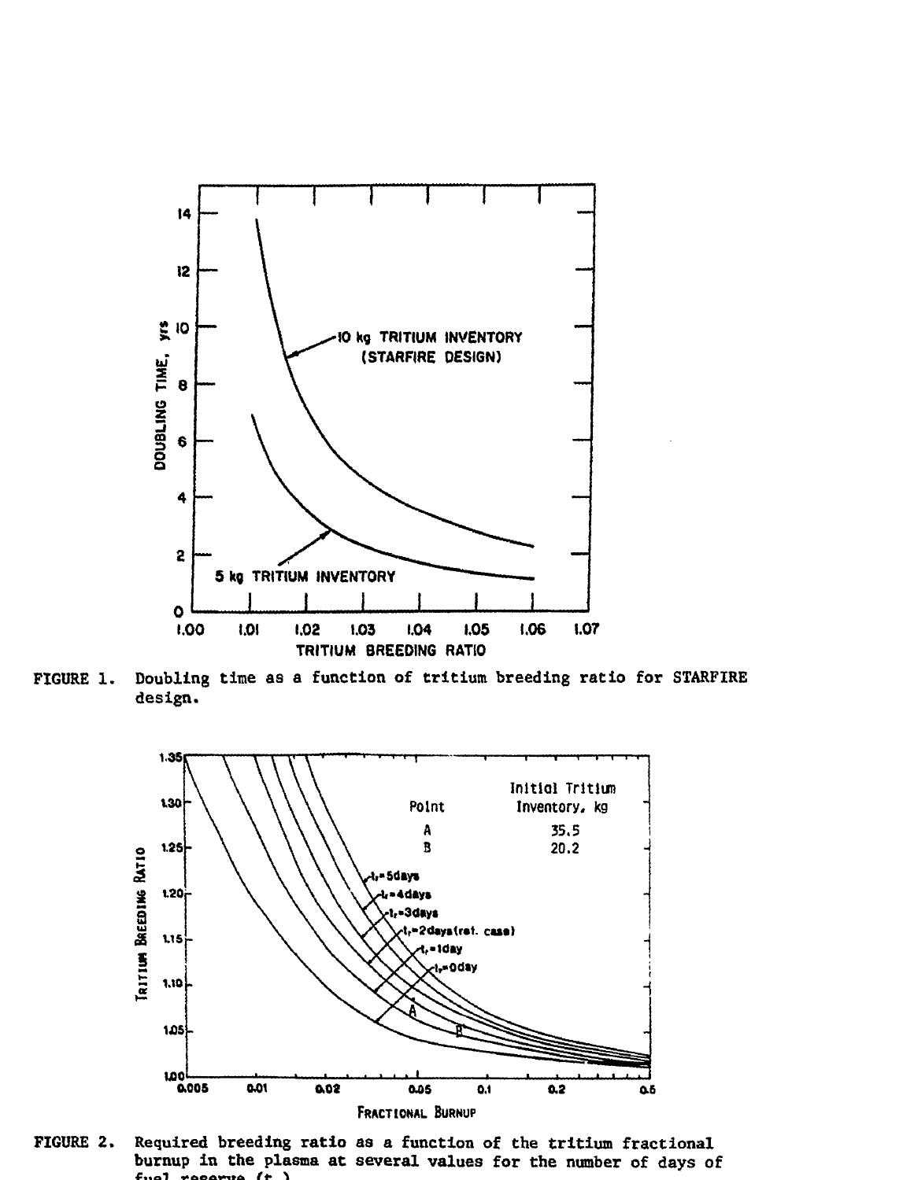FIGURE 1. Doubling time as a function of tritium breeding ratio for STARFIRE design.

FIGURE 2. Required breeding ratio as a function of the tritium fractional burnup in the plasma at several values for the number of days of fuel reserve ($t_r$).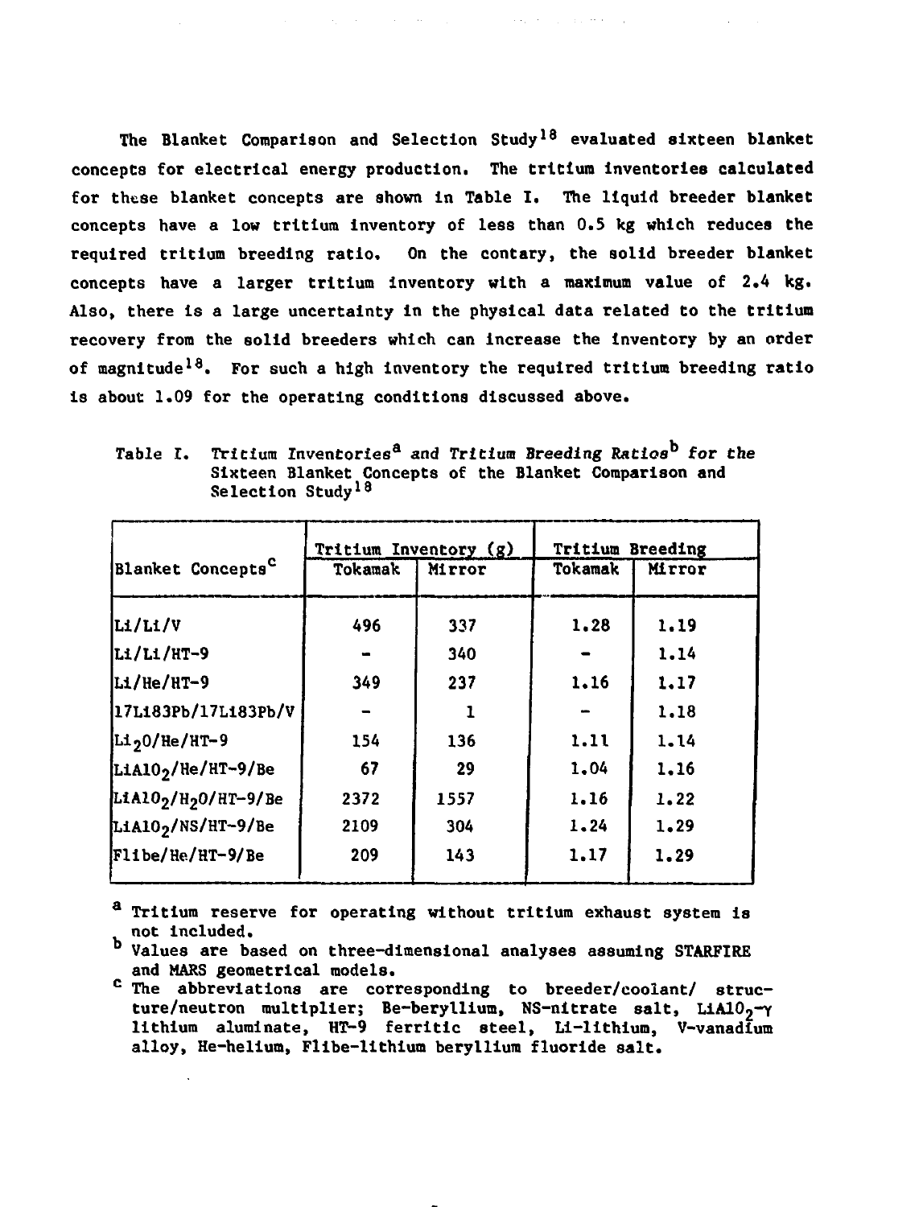The Blanket Comparison and Selection Study[18] evaluated sixteen blanket concepts for electrical energy production. The tritium inventories calculated for these blanket concepts are shown in Table I. The liquid breeder blanket concepts have a low tritium inventory of less than 0.5 kg which reduces the required tritium breeding ratio. On the contary, the solid breeder blanket concepts have a larger tritium inventory with a maximum value of 2.4 kg. Also, there is a large uncertainty in the physical data related to the tritium recovery from the solid breeders which can increase the inventory by an order of magnitude[18]. For such a high inventory the required tritium breeding ratio is about 1.09 for the operating conditions discussed above.

Table I. *Tritium Inventories[a] and Tritium Breeding Ratios[b] for the Sixteen Blanket Concepts of the Blanket Comparison and Selection Study[18]*

| Blanket Concepts[c] | Tritium Inventory (g) | | Tritium Breeding | |
|---|---|---|---|---|
| | Tokamak | Mirror | Tokamak | Mirror |
| Li/Li/V | 496 | 337 | 1.28 | 1.19 |
| Li/Li/HT-9 | - | 340 | - | 1.14 |
| Li/He/HT-9 | 349 | 237 | 1.16 | 1.17 |
| 17Li83Pb/17Li83Pb/V | - | 1 | - | 1.18 |
| $Li_2O$/He/HT-9 | 154 | 136 | 1.11 | 1.14 |
| $LiAlO_2$/He/HT-9/Be | 67 | 29 | 1.04 | 1.16 |
| $LiAlO_2$/$H_2O$/HT-9/Be | 2372 | 1557 | 1.16 | 1.22 |
| $LiAlO_2$/NS/HT-9/Be | 2109 | 304 | 1.24 | 1.29 |
| Flibe/He/HT-9/Be | 209 | 143 | 1.17 | 1.29 |

[a] Tritium reserve for operating without tritium exhaust system is not included.

[b] Values are based on three-dimensional analyses assuming STARFIRE and MARS geometrical models.

[c] The abbreviations are corresponding to breeder/coolant/ structure/neutron multiplier; Be-beryllium, NS-nitrate salt, $LiAlO_2$-$\gamma$ lithium aluminate, HT-9 ferritic steel, Li-lithium, V-vanadium alloy, He-helium, Flibe-lithium beryllium fluoride salt.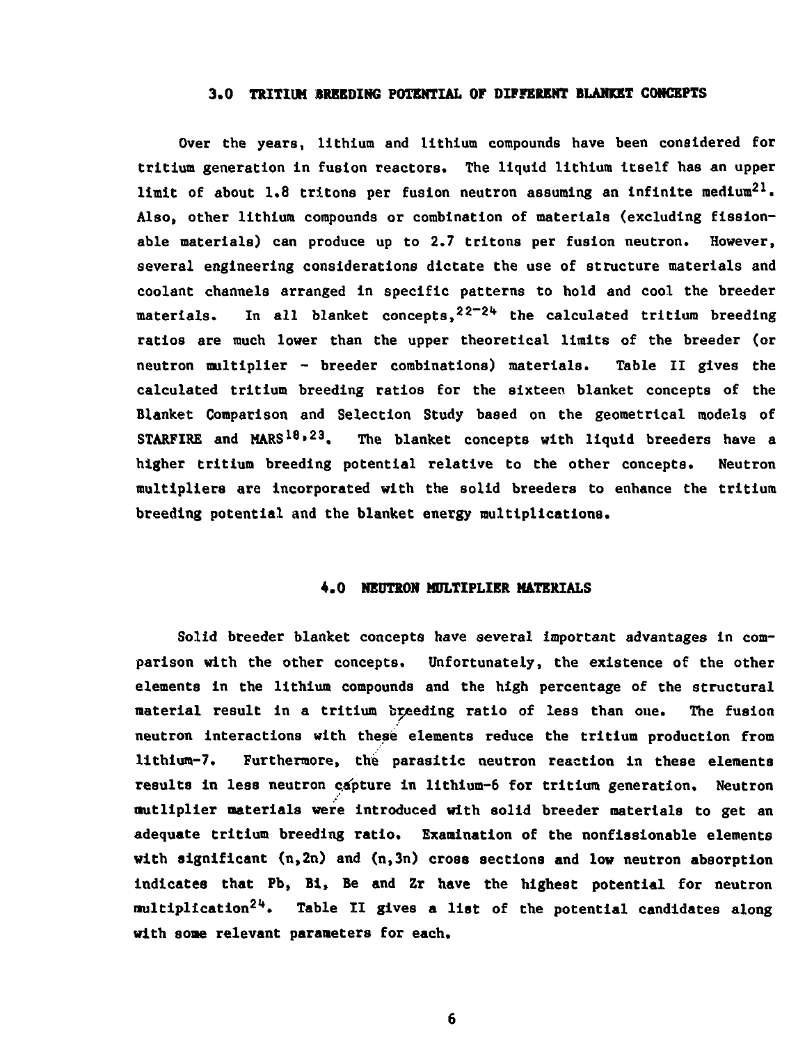## 3.0 TRITIUM BREEDING POTENTIAL OF DIFFERENT BLANKET CONCEPTS

Over the years, lithium and lithium compounds have been considered for tritium generation in fusion reactors. The liquid lithium itself has an upper limit of about 1.8 tritons per fusion neutron assuming an infinite medium[21]. Also, other lithium compounds or combination of materials (excluding fissionable materials) can produce up to 2.7 tritons per fusion neutron. However, several engineering considerations dictate the use of structure materials and coolant channels arranged in specific patterns to hold and cool the breeder materials. In all blanket concepts,[22-24] the calculated tritium breeding ratios are much lower than the upper theoretical limits of the breeder (or neutron multiplier - breeder combinations) materials. Table II gives the calculated tritium breeding ratios for the sixteen blanket concepts of the Blanket Comparison and Selection Study based on the geometrical models of STARFIRE and MARS[18,23]. The blanket concepts with liquid breeders have a higher tritium breeding potential relative to the other concepts. Neutron multipliers are incorporated with the solid breeders to enhance the tritium breeding potential and the blanket energy multiplications.

## 4.0 NEUTRON MULTIPLIER MATERIALS

Solid breeder blanket concepts have several important advantages in comparison with the other concepts. Unfortunately, the existence of the other elements in the lithium compounds and the high percentage of the structural material result in a tritium breeding ratio of less than one. The fusion neutron interactions with these elements reduce the tritium production from lithium-7. Furthermore, the parasitic neutron reaction in these elements results in less neutron capture in lithium-6 for tritium generation. Neutron mutliplier materials were introduced with solid breeder materials to get an adequate tritium breeding ratio. Examination of the nonfissionable elements with significant (n,2n) and (n,3n) cross sections and low neutron absorption indicates that Pb, Bi, Be and Zr have the highest potential for neutron multiplication[24]. Table II gives a list of the potential candidates along with some relevant parameters for each.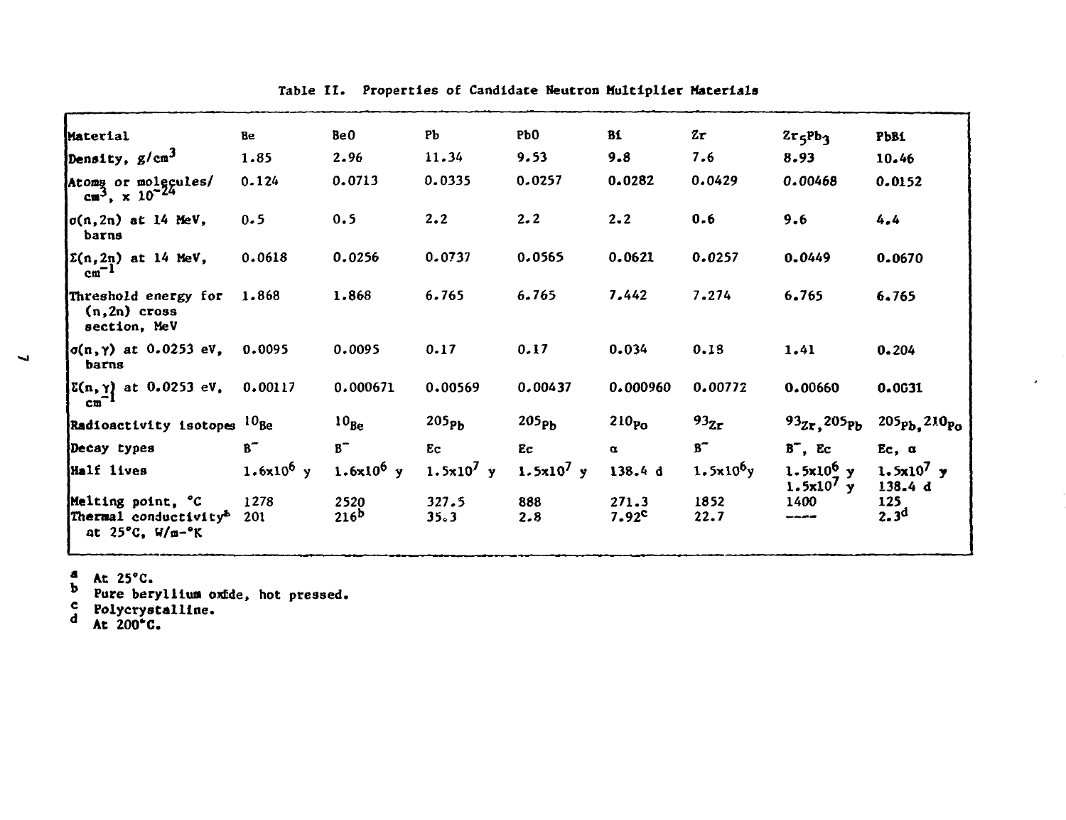Table II. Properties of Candidate Neutron Multiplier Materials

| Material | Be | BeO | Pb | PbO | Bi | Zr | $Zr_5Pb_3$ | PbBi |
|---|---|---|---|---|---|---|---|---|
| Density, $g/cm^3$ | 1.85 | 2.96 | 11.34 | 9.53 | 9.8 | 7.6 | 8.93 | 10.46 |
| Atoms or molecules/ $cm^3$, x $10^{-24}$ | 0.124 | 0.0713 | 0.0335 | 0.0257 | 0.0282 | 0.0429 | 0.00468 | 0.0152 |
| $\sigma(n,2n)$ at 14 MeV, barns | 0.5 | 0.5 | 2.2 | 2.2 | 2.2 | 0.6 | 9.6 | 4.4 |
| $\Sigma(n,2n)$ at 14 MeV, $cm^{-1}$ | 0.0618 | 0.0256 | 0.0737 | 0.0565 | 0.0621 | 0.0257 | 0.0449 | 0.0670 |
| Threshold energy for (n,2n) cross section, MeV | 1.868 | 1.868 | 6.765 | 6.765 | 7.442 | 7.274 | 6.765 | 6.765 |
| $\sigma(n,\gamma)$ at 0.0253 eV, barns | 0.0095 | 0.0095 | 0.17 | 0.17 | 0.034 | 0.18 | 1.41 | 0.204 |
| $\Sigma(n,\gamma)$ at 0.0253 eV, $cm^{-1}$ | 0.00117 | 0.000671 | 0.00569 | 0.00437 | 0.000960 | 0.00772 | 0.00660 | 0.0031 |
| Radioactivity isotopes | $^{10}Be$ | $^{10}Be$ | $^{205}Pb$ | $^{205}Pb$ | $^{210}Po$ | $^{93}Zr$ | $^{93}Zr$, $^{205}Pb$ | $^{205}Pb$, $^{210}Po$ |
| Decay types | $\beta^-$ | $\beta^-$ | Ec | Ec | $\alpha$ | $\beta^-$ | $\beta^-$, Ec | Ec, $\alpha$ |
| Half lives | $1.6\times10^6$ y | $1.6\times10^6$ y | $1.5\times10^7$ y | $1.5\times10^7$ y | 138.4 d | $1.5\times10^6$y | $1.5\times10^6$ y $1.5\times10^7$ y | $1.5\times10^7$ y 138.4 d |
| Melting point, °C | 1278 | 2520 | 327.5 | 888 | 271.3 | 1852 | 1400 | 125 |
| Thermal conductivity[a] at 25°C, W/m-°K | 201 | 216[b] | 35.3 | 2.8 | 7.92[c] | 22.7 | ---- | 2.3[d] |

[a] At 25°C.
[b] Pure beryllium oxide, hot pressed.
[c] Polycrystalline.
[d] At 200°C.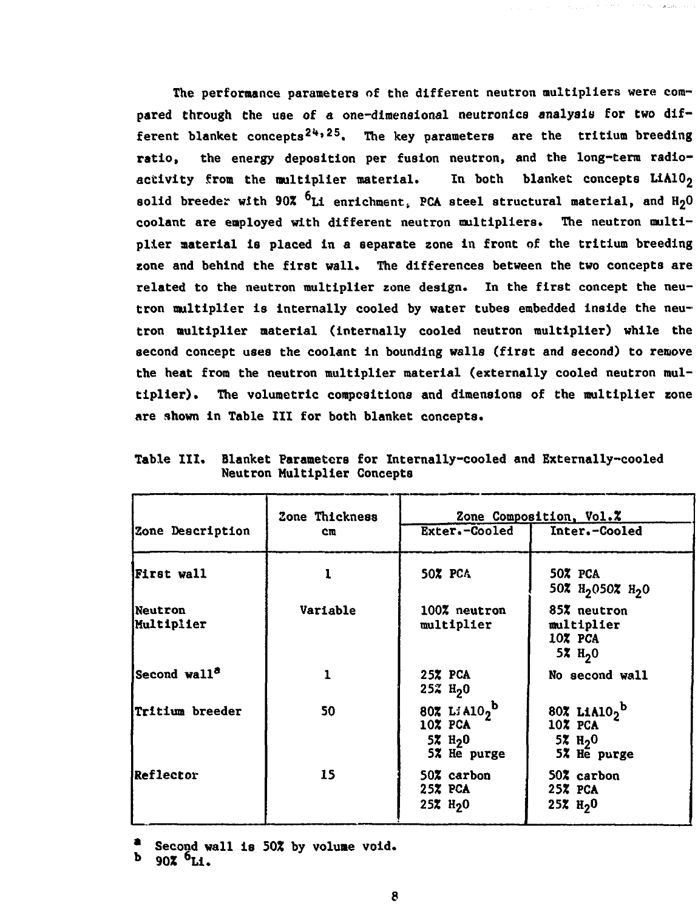The performance parameters of the different neutron multipliers were compared through the use of a one-dimensional neutronics analysis for two different blanket concepts[24,25]. The key parameters are the tritium breeding ratio, the energy deposition per fusion neutron, and the long-term radioactivity from the multiplier material. In both blanket concepts $LiAlO_2$ solid breeder with 90% $^6Li$ enrichment, PCA steel structural material, and $H_2O$ coolant are employed with different neutron multipliers. The neutron multiplier material is placed in a separate zone in front of the tritium breeding zone and behind the first wall. The differences between the two concepts are related to the neutron multiplier zone design. In the first concept the neutron multiplier is internally cooled by water tubes embedded inside the neutron multiplier material (internally cooled neutron multiplier) while the second concept uses the coolant in bounding walls (first and second) to remove the heat from the neutron multiplier material (externally cooled neutron multiplier). The volumetric compositions and dimensions of the multiplier zone are shown in Table III for both blanket concepts.

Table III. Blanket Parameters for Internally-cooled and Externally-cooled Neutron Multiplier Concepts

| Zone Description | Zone Thickness cm | Zone Composition, Vol.% | |
|---|---|---|---|
| | | Exter.-Cooled | Inter.-Cooled |
| First wall | 1 | 50% PCA | 50% PCA<br>50% $H_2O$50% $H_2O$ |
| Neutron Multiplier | Variable | 100% neutron multiplier | 85% neutron multiplier<br>10% PCA<br>5% $H_2O$ |
| Second wall[a] | 1 | 25% PCA<br>25% $H_2O$ | No second wall |
| Tritium breeder | 50 | 80% $LiAlO_2$[b]<br>10% PCA<br>5% $H_2O$<br>5% He purge | 80% $LiAlO_2$[b]<br>10% PCA<br>5% $H_2O$<br>5% He purge |
| Reflector | 15 | 50% carbon<br>25% PCA<br>25% $H_2O$ | 50% carbon<br>25% PCA<br>25% $H_2O$ |

[a] Second wall is 50% by volume void.
[b] 90% $^6Li$.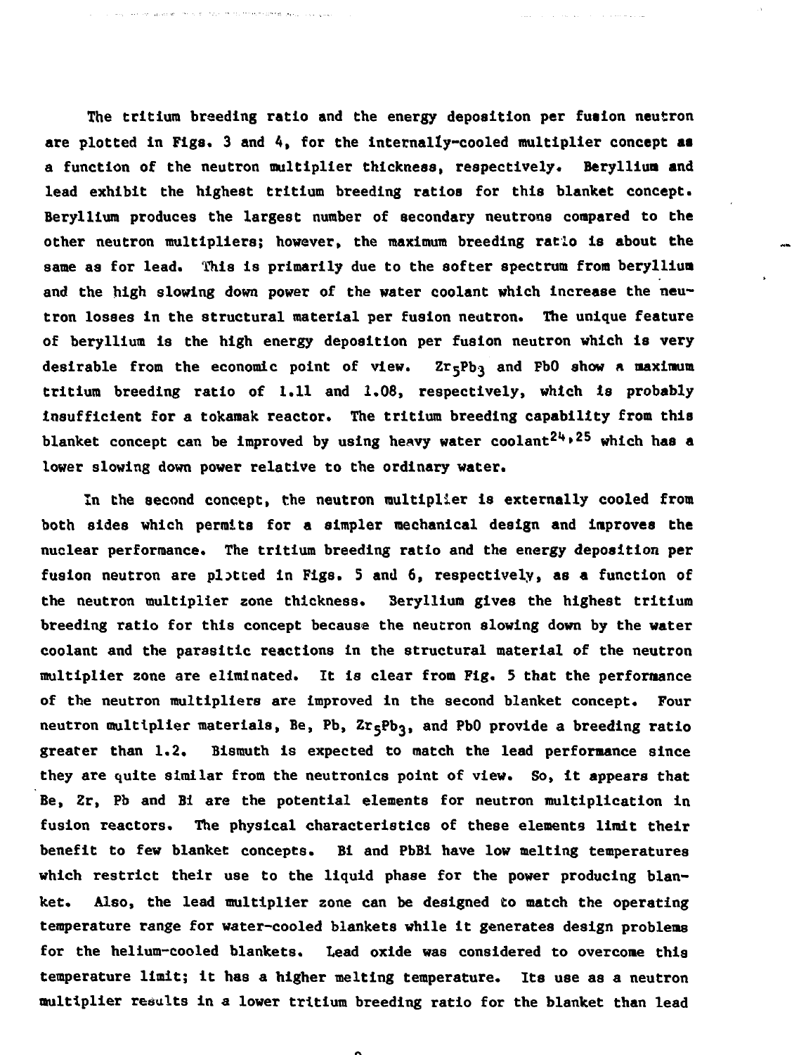The tritium breeding ratio and the energy deposition per fusion neutron are plotted in Figs. 3 and 4, for the internally-cooled multiplier concept as a function of the neutron multiplier thickness, respectively. Beryllium and lead exhibit the highest tritium breeding ratios for this blanket concept. Beryllium produces the largest number of secondary neutrons compared to the other neutron multipliers; however, the maximum breeding ratio is about the same as for lead. This is primarily due to the softer spectrum from beryllium and the high slowing down power of the water coolant which increase the neutron losses in the structural material per fusion neutron. The unique feature of beryllium is the high energy deposition per fusion neutron which is very desirable from the economic point of view. $Zr_5Pb_3$ and PbO show a maximum tritium breeding ratio of 1.11 and 1.08, respectively, which is probably insufficient for a tokamak reactor. The tritium breeding capability from this blanket concept can be improved by using heavy water coolant[24,25] which has a lower slowing down power relative to the ordinary water.

In the second concept, the neutron multiplier is externally cooled from both sides which permits for a simpler mechanical design and improves the nuclear performance. The tritium breeding ratio and the energy deposition per fusion neutron are plotted in Figs. 5 and 6, respectively, as a function of the neutron multiplier zone thickness. Beryllium gives the highest tritium breeding ratio for this concept because the neutron slowing down by the water coolant and the parasitic reactions in the structural material of the neutron multiplier zone are eliminated. It is clear from Fig. 5 that the performance of the neutron multipliers are improved in the second blanket concept. Four neutron multiplier materials, Be, Pb, $Zr_5Pb_3$, and PbO provide a breeding ratio greater than 1.2. Bismuth is expected to match the lead performance since they are quite similar from the neutronics point of view. So, it appears that Be, Zr, Pb and Bi are the potential elements for neutron multiplication in fusion reactors. The physical characteristics of these elements limit their benefit to few blanket concepts. Bi and PbBi have low melting temperatures which restrict their use to the liquid phase for the power producing blanket. Also, the lead multiplier zone can be designed to match the operating temperature range for water-cooled blankets while it generates design problems for the helium-cooled blankets. Lead oxide was considered to overcome this temperature limit; it has a higher melting temperature. Its use as a neutron multiplier results in a lower tritium breeding ratio for the blanket than lead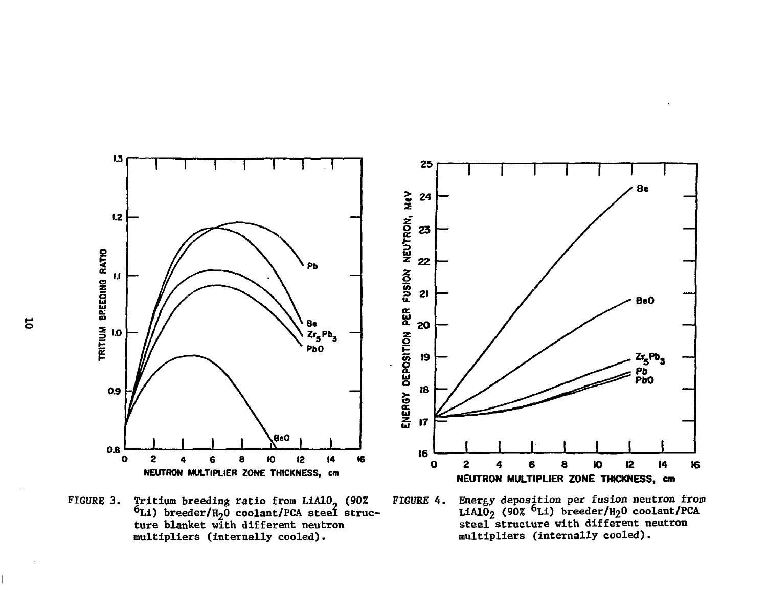FIGURE 3. Tritium breeding ratio from $LiAlO_2$ (90% $^6Li$) breeder/$H_2O$ coolant/PCA steel structure blanket with different neutron multipliers (internally cooled).

FIGURE 4. Energy deposition per fusion neutron from $LiAlO_2$ (90% $^6Li$) breeder/$H_2O$ coolant/PCA steel structure with different neutron multipliers (internally cooled).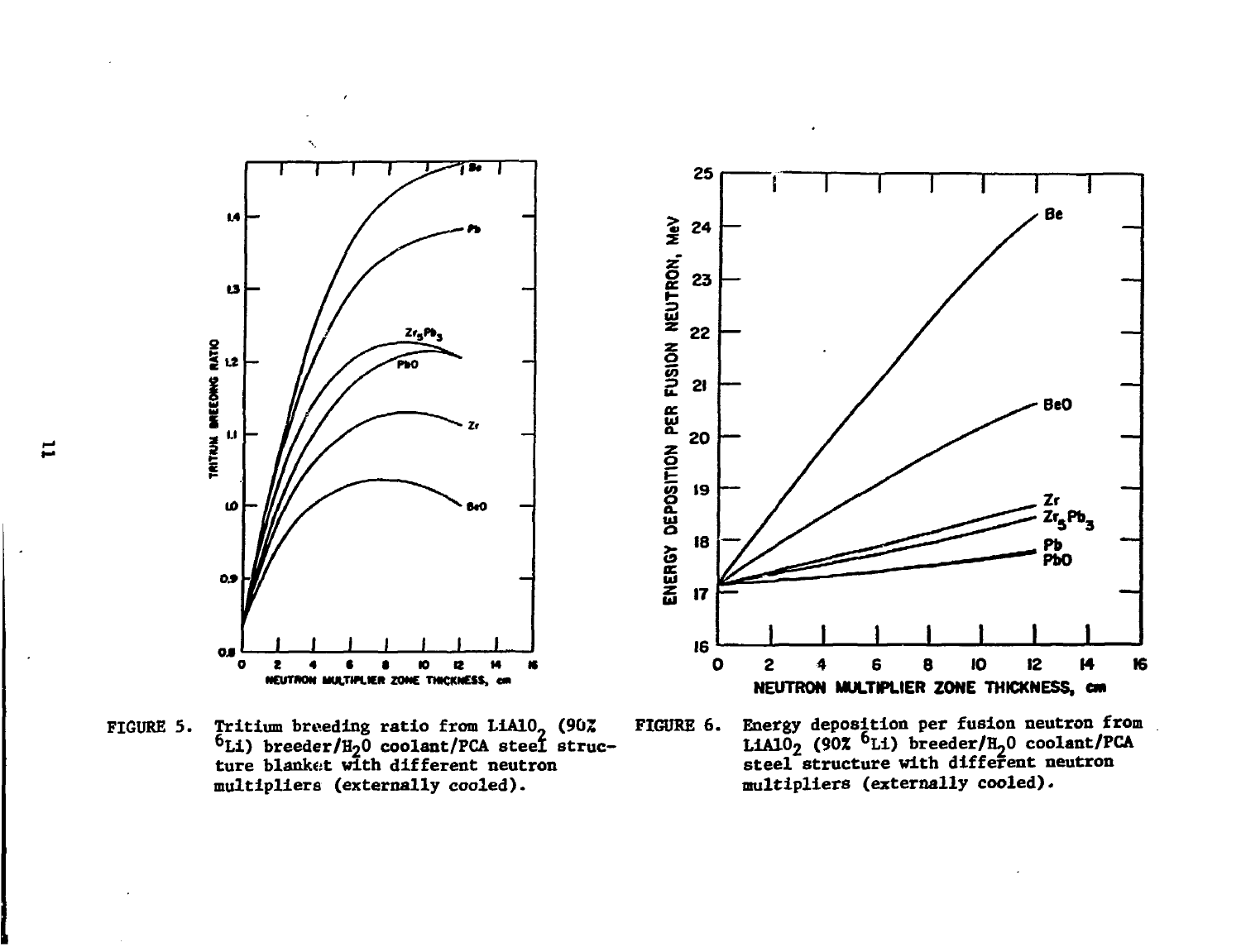FIGURE 5. Tritium breeding ratio from $LiAlO_2$ (90% $^6Li$) breeder/$H_2O$ coolant/PCA steel structure blanket with different neutron multipliers (externally cooled).

FIGURE 6. Energy deposition per fusion neutron from $LiAlO_2$ (90% $^6Li$) breeder/$H_2O$ coolant/PCA steel structure with different neutron multipliers (externally cooled).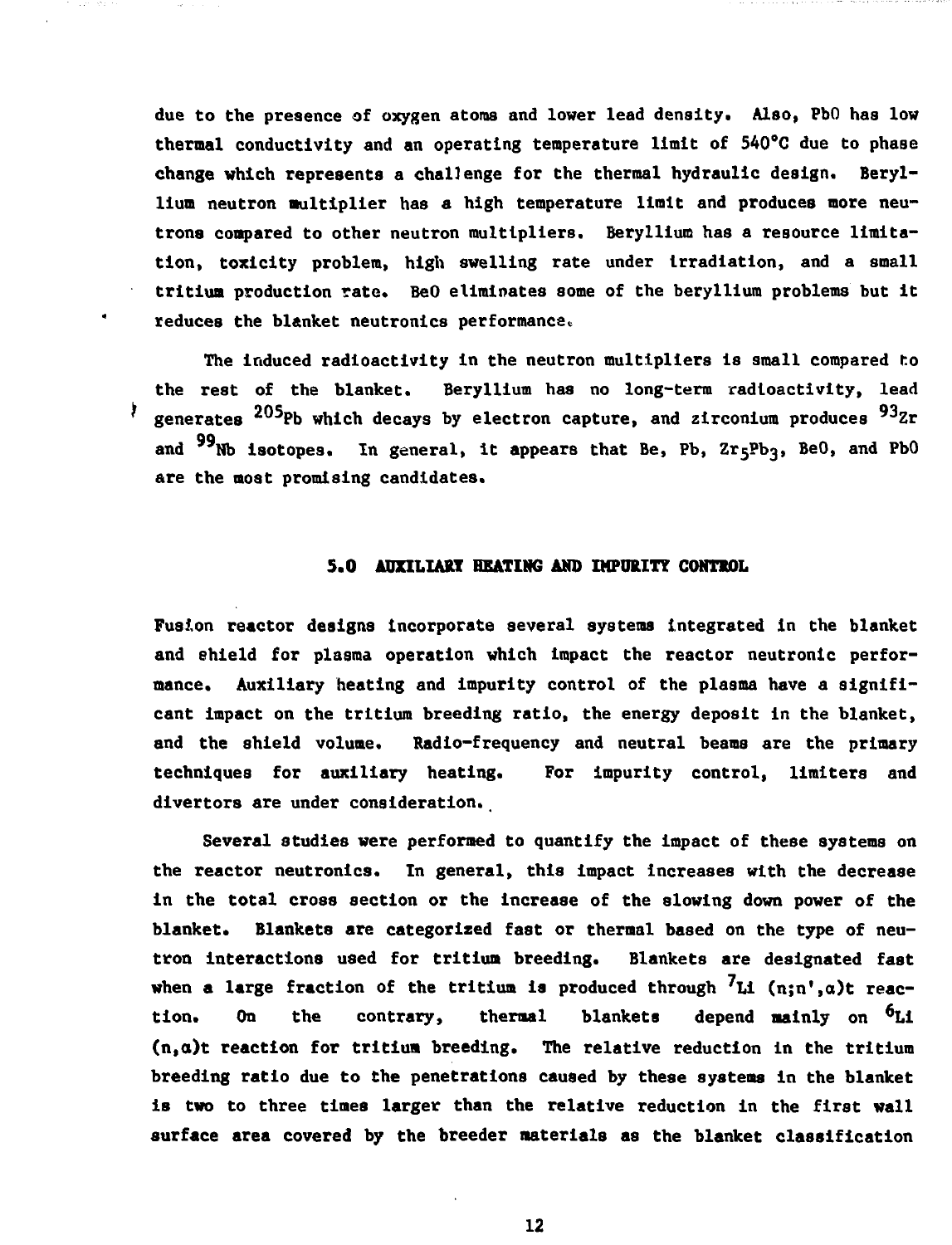due to the presence of oxygen atoms and lower lead density. Also, PbO has low thermal conductivity and an operating temperature limit of 540°C due to phase change which represents a challenge for the thermal hydraulic design. Beryllium neutron multiplier has a high temperature limit and produces more neutrons compared to other neutron multipliers. Beryllium has a resource limitation, toxicity problem, high swelling rate under irradiation, and a small tritium production rate. BeO eliminates some of the beryllium problems but it reduces the blanket neutronics performance.

The induced radioactivity in the neutron multipliers is small compared to the rest of the blanket. Beryllium has no long-term radioactivity, lead generates $^{205}Pb$ which decays by electron capture, and zirconium produces $^{93}Zr$ and $^{99}Nb$ isotopes. In general, it appears that Be, Pb, $Zr_5Pb_3$, BeO, and PbO are the most promising candidates.

## 5.0 AUXILIARY HEATING AND IMPURITY CONTROL

Fusion reactor designs incorporate several systems integrated in the blanket and shield for plasma operation which impact the reactor neutronic performance. Auxiliary heating and impurity control of the plasma have a significant impact on the tritium breeding ratio, the energy deposit in the blanket, and the shield volume. Radio-frequency and neutral beams are the primary techniques for auxiliary heating. For impurity control, limiters and divertors are under consideration.

Several studies were performed to quantify the impact of these systems on the reactor neutronics. In general, this impact increases with the decrease in the total cross section or the increase of the slowing down power of the blanket. Blankets are categorized fast or thermal based on the type of neutron interactions used for tritium breeding. Blankets are designated fast when a large fraction of the tritium is produced through $^7Li$ (n;n',α)t reaction. On the contrary, thermal blankets depend mainly on $^6Li$ (n,α)t reaction for tritium breeding. The relative reduction in the tritium breeding ratio due to the penetrations caused by these systems in the blanket is two to three times larger than the relative reduction in the first wall surface area covered by the breeder materials as the blanket classification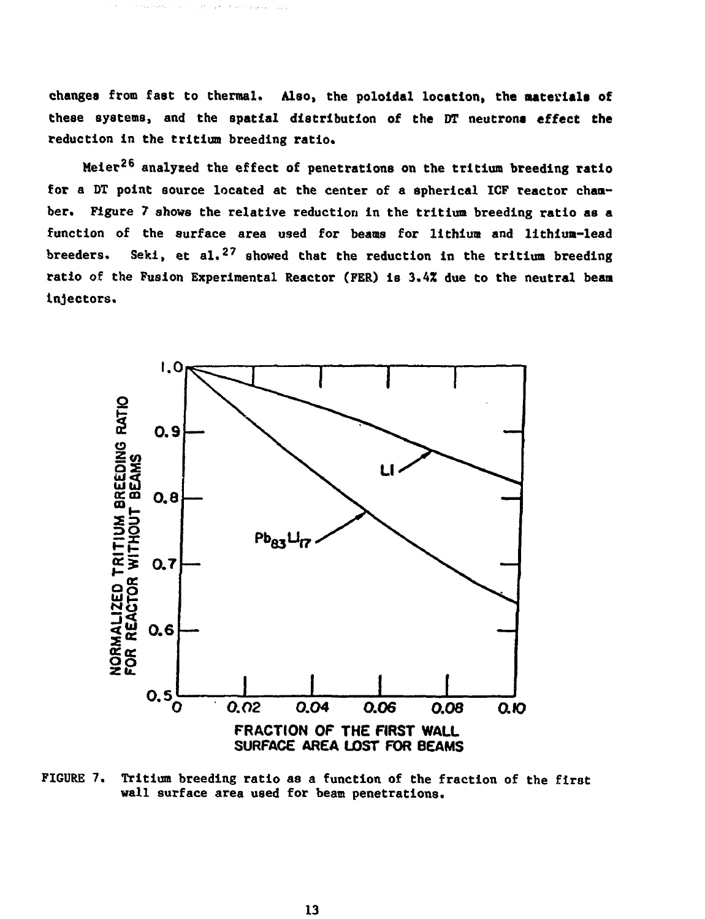changes from fast to thermal. Also, the poloidal location, the materials of these systems, and the spatial distribution of the DT neutrons effect the reduction in the tritium breeding ratio.

Meier[26] analyzed the effect of penetrations on the tritium breeding ratio for a DT point source located at the center of a spherical ICF reactor chamber. Figure 7 shows the relative reduction in the tritium breeding ratio as a function of the surface area used for beams for lithium and lithium-lead breeders. Seki, et al.[27] showed that the reduction in the tritium breeding ratio of the Fusion Experimental Reactor (FER) is 3.4% due to the neutral beam injectors.

FIGURE 7. Tritium breeding ratio as a function of the fraction of the first wall surface area used for beam penetrations.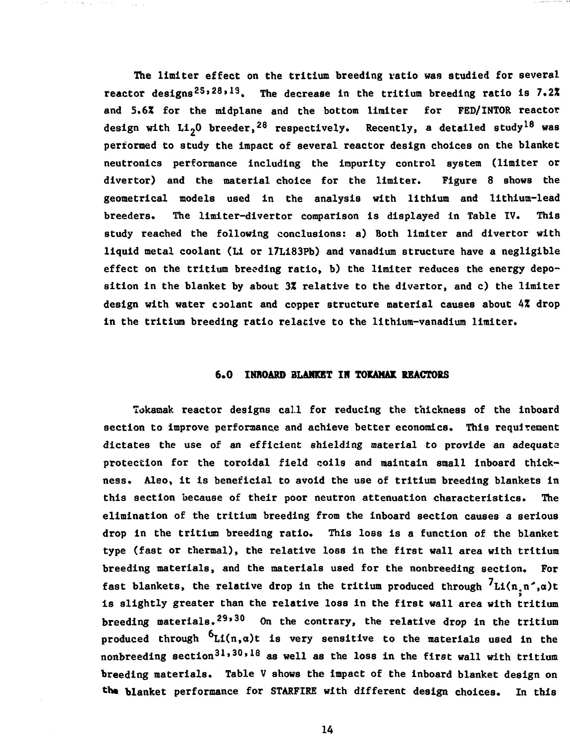The limiter effect on the tritium breeding ratio was studied for several reactor designs[25,28,18]. The decrease in the tritium breeding ratio is 7.2% and 5.6% for the midplane and the bottom limiter for FED/INTOR reactor design with $Li_2O$ breeder,[28] respectively. Recently, a detailed study[18] was performed to study the impact of several reactor design choices on the blanket neutronics performance including the impurity control system (limiter or divertor) and the material choice for the limiter. Figure 8 shows the geometrical models used in the analysis with lithium and lithium-lead breeders. The limiter-divertor comparison is displayed in Table IV. This study reached the following conclusions: a) Both limiter and divertor with liquid metal coolant (Li or 17Li83Pb) and vanadium structure have a negligible effect on the tritium breeding ratio, b) the limiter reduces the energy deposition in the blanket by about 3% relative to the divertor, and c) the limiter design with water coolant and copper structure material causes about 4% drop in the tritium breeding ratio relative to the lithium-vanadium limiter.

## 6.0 INBOARD BLANKET IN TOKAMAK REACTORS

Tokamak reactor designs call for reducing the thickness of the inboard section to improve performance and achieve better economics. This requirement dictates the use of an efficient shielding material to provide an adequate protection for the toroidal field coils and maintain small inboard thickness. Also, it is beneficial to avoid the use of tritium breeding blankets in this section because of their poor neutron attenuation characteristics. The elimination of the tritium breeding from the inboard section causes a serious drop in the tritium breeding ratio. This loss is a function of the blanket type (fast or thermal), the relative loss in the first wall area with tritium breeding materials, and the materials used for the nonbreeding section. For fast blankets, the relative drop in the tritium produced through $^{7}Li(n,n',\alpha)t$ is slightly greater than the relative loss in the first wall area with tritium breeding materials.[29,30] On the contrary, the relative drop in the tritium produced through $^{6}Li(n,\alpha)t$ is very sensitive to the materials used in the nonbreeding section[31,30,18] as well as the loss in the first wall with tritium breeding materials. Table V shows the impact of the inboard blanket design on the blanket performance for STARFIRE with different design choices. In this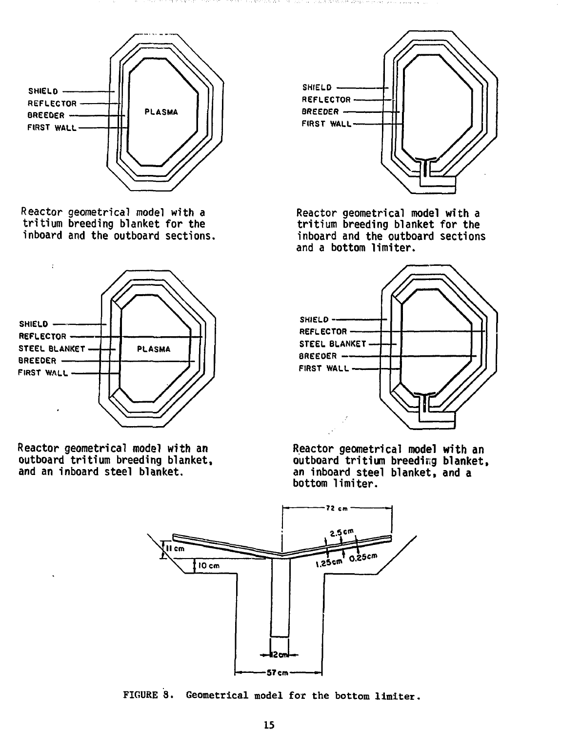SHIELD
REFLECTOR
BREEDER
FIRST WALL
PLASMA

Reactor geometrical model with a tritium breeding blanket for the inboard and the outboard sections.

SHIELD
REFLECTOR
BREEDER
FIRST WALL

Reactor geometrical model with a tritium breeding blanket for the inboard and the outboard sections and a bottom limiter.

SHIELD
REFLECTOR
STEEL BLANKET
BREEDER
FIRST WALL
PLASMA

Reactor geometrical model with an outboard tritium breeding blanket, and an inboard steel blanket.

SHIELD
REFLECTOR
STEEL BLANKET
BREEDER
FIRST WALL

Reactor geometrical model with an outboard tritium breeding blanket, an inboard steel blanket, and a bottom limiter.

72 cm
2.5 cm
11 cm
10 cm
1.25 cm
0.25 cm
2 cm
57 cm

FIGURE 8. Geometrical model for the bottom limiter.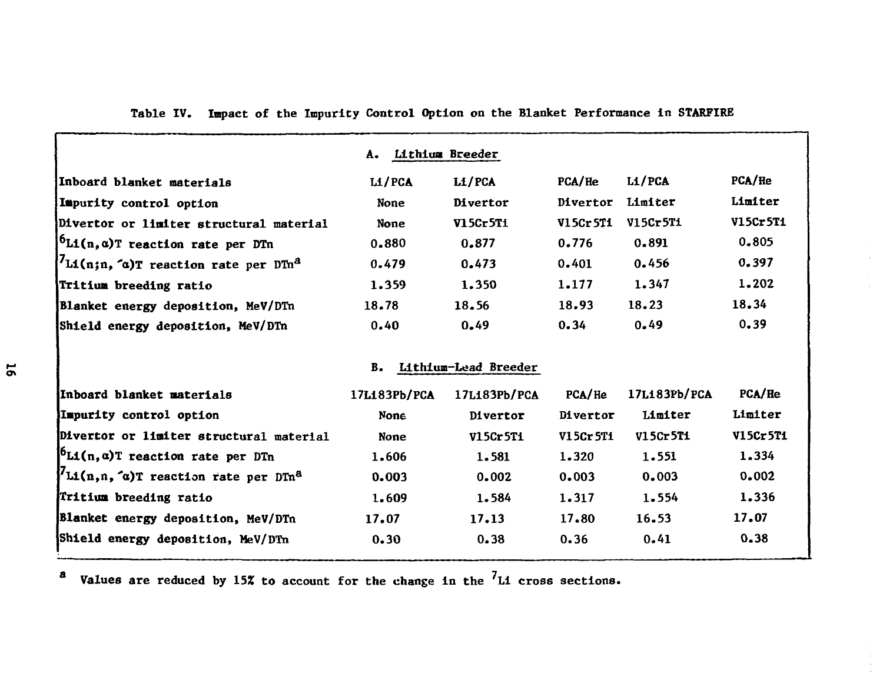Table IV. Impact of the Impurity Control Option on the Blanket Performance in STARFIRE

**A. Lithium Breeder**

| | | | | | |
|---|---|---|---|---|---|
| Inboard blanket materials | Li/PCA | Li/PCA | PCA/He | Li/PCA | PCA/He |
| Impurity control option | None | Divertor | Divertor | Limiter | Limiter |
| Divertor or limiter structural material | None | V15Cr5Ti | V15Cr5Ti | V15Cr5Ti | V15Cr5Ti |
| $^6Li(n,\alpha)T$ reaction rate per DTn | 0.880 | 0.877 | 0.776 | 0.891 | 0.805 |
| $^7Li(n;n,'\alpha)T$ reaction rate per DTn[a] | 0.479 | 0.473 | 0.401 | 0.456 | 0.397 |
| Tritium breeding ratio | 1.359 | 1.350 | 1.177 | 1.347 | 1.202 |
| Blanket energy deposition, MeV/DTn | 18.78 | 18.56 | 18.93 | 18.23 | 18.34 |
| Shield energy deposition, MeV/DTn | 0.40 | 0.49 | 0.34 | 0.49 | 0.39 |

**B. Lithium-Lead Breeder**

| | | | | | |
|---|---|---|---|---|---|
| Inboard blanket materials | 17Li83Pb/PCA | 17Li83Pb/PCA | PCA/He | 17Li83Pb/PCA | PCA/He |
| Impurity control option | None | Divertor | Divertor | Limiter | Limiter |
| Divertor or limiter structural material | None | V15Cr5Ti | V15Cr5Ti | V15Cr5Ti | V15Cr5Ti |
| $^6Li(n,\alpha)T$ reaction rate per DTn | 1.606 | 1.581 | 1.320 | 1.551 | 1.334 |
| $^7Li(n,n,'\alpha)T$ reaction rate per DTn[a] | 0.003 | 0.002 | 0.003 | 0.003 | 0.002 |
| Tritium breeding ratio | 1.609 | 1.584 | 1.317 | 1.554 | 1.336 |
| Blanket energy deposition, MeV/DTn | 17.07 | 17.13 | 17.80 | 16.53 | 17.07 |
| Shield energy deposition, MeV/DTn | 0.30 | 0.38 | 0.36 | 0.41 | 0.38 |

[a] Values are reduced by 15% to account for the change in the $^7Li$ cross sections.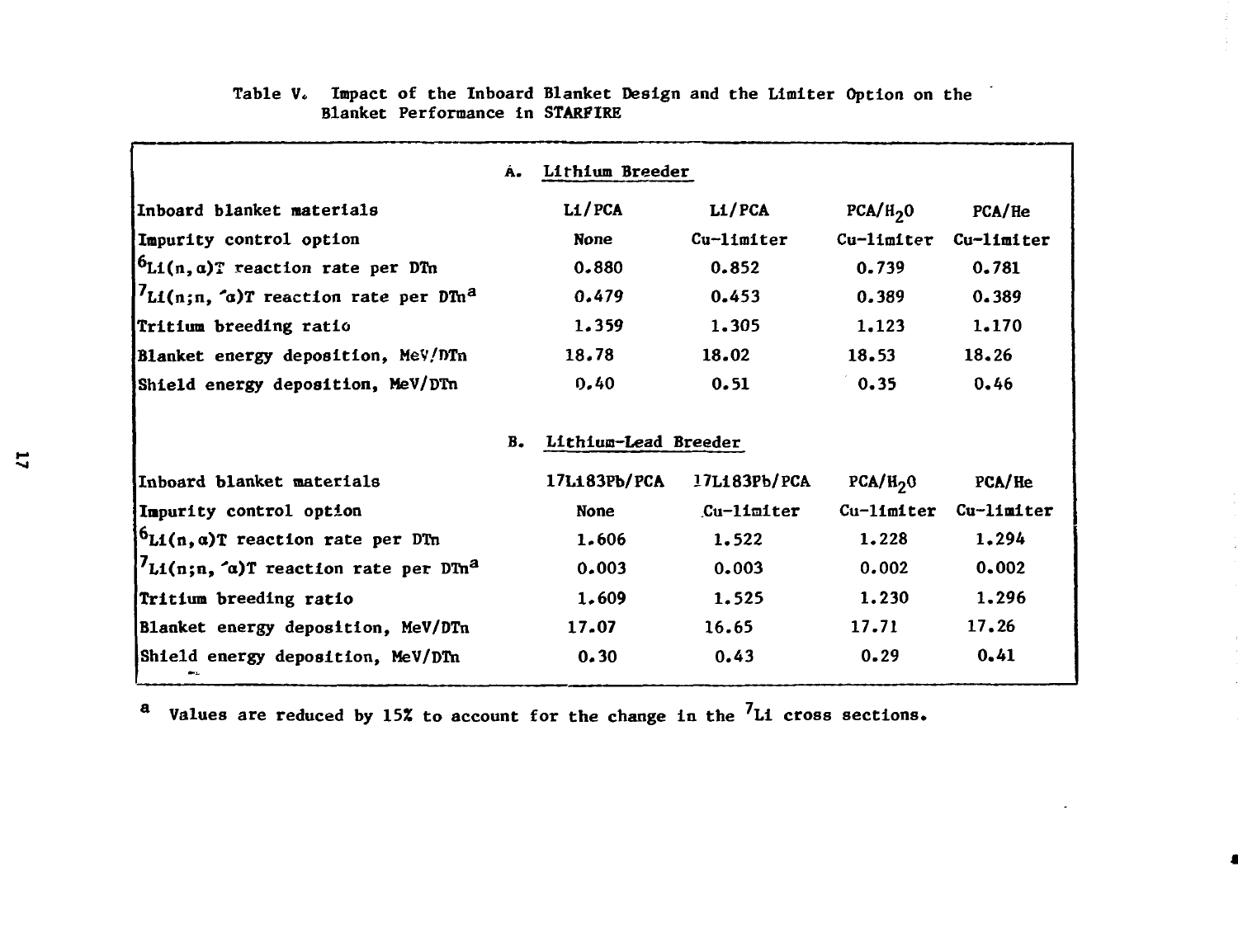Table V. Impact of the Inboard Blanket Design and the Limiter Option on the Blanket Performance in STARFIRE

| | | | | |
|---|---|---|---|---|
| **A. Lithium Breeder** | | | | |
| Inboard blanket materials | Li/PCA | Li/PCA | PCA/$H_2O$ | PCA/He |
| Impurity control option | None | Cu-limiter | Cu-limiter | Cu-limiter |
| $^6Li(n,\alpha)T$ reaction rate per DTn | 0.880 | 0.852 | 0.739 | 0.781 |
| $^7Li(n;n,'\alpha)T$ reaction rate per DTn[a] | 0.479 | 0.453 | 0.389 | 0.389 |
| Tritium breeding ratio | 1.359 | 1.305 | 1.123 | 1.170 |
| Blanket energy deposition, MeV/DTn | 18.78 | 18.02 | 18.53 | 18.26 |
| Shield energy deposition, MeV/DTn | 0.40 | 0.51 | 0.35 | 0.46 |
| **B. Lithium-Lead Breeder** | | | | |
| Inboard blanket materials | 17Li83Pb/PCA | 17Li83Pb/PCA | PCA/$H_2O$ | PCA/He |
| Impurity control option | None | Cu-limiter | Cu-limiter | Cu-limiter |
| $^6Li(n,\alpha)T$ reaction rate per DTn | 1.606 | 1.522 | 1.228 | 1.294 |
| $^7Li(n;n,'\alpha)T$ reaction rate per DTn[a] | 0.003 | 0.003 | 0.002 | 0.002 |
| Tritium breeding ratio | 1.609 | 1.525 | 1.230 | 1.296 |
| Blanket energy deposition, MeV/DTn | 17.07 | 16.65 | 17.71 | 17.26 |
| Shield energy deposition, MeV/DTn | 0.30 | 0.43 | 0.29 | 0.41 |

[a] Values are reduced by 15% to account for the change in the $^7Li$ cross sections.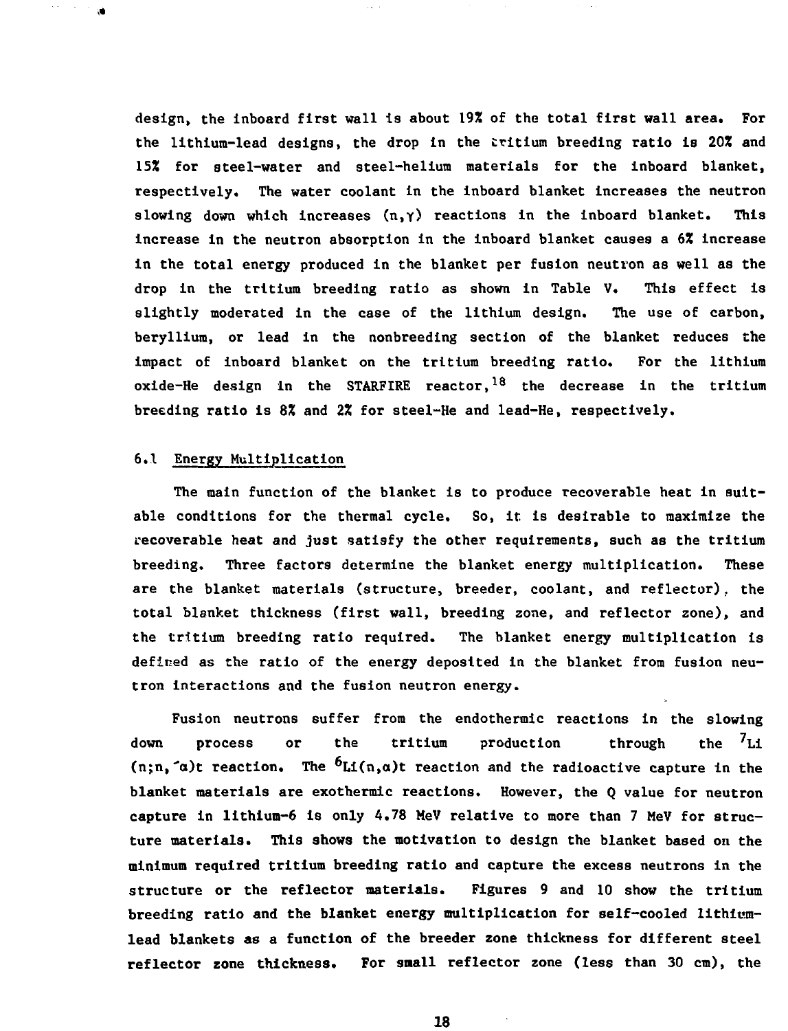design, the inboard first wall is about 19% of the total first wall area. For the lithium-lead designs, the drop in the tritium breeding ratio is 20% and 15% for steel-water and steel-helium materials for the inboard blanket, respectively. The water coolant in the inboard blanket increases the neutron slowing down which increases $(n,\gamma)$ reactions in the inboard blanket. This increase in the neutron absorption in the inboard blanket causes a 6% increase in the total energy produced in the blanket per fusion neutron as well as the drop in the tritium breeding ratio as shown in Table V. This effect is slightly moderated in the case of the lithium design. The use of carbon, beryllium, or lead in the nonbreeding section of the blanket reduces the impact of inboard blanket on the tritium breeding ratio. For the lithium oxide-He design in the STARFIRE reactor,[18] the decrease in the tritium breeding ratio is 8% and 2% for steel-He and lead-He, respectively.

## 6.1 Energy Multiplication

The main function of the blanket is to produce recoverable heat in suitable conditions for the thermal cycle. So, it is desirable to maximize the recoverable heat and just satisfy the other requirements, such as the tritium breeding. Three factors determine the blanket energy multiplication. These are the blanket materials (structure, breeder, coolant, and reflector), the total blanket thickness (first wall, breeding zone, and reflector zone), and the tritium breeding ratio required. The blanket energy multiplication is defined as the ratio of the energy deposited in the blanket from fusion neutron interactions and the fusion neutron energy.

Fusion neutrons suffer from the endothermic reactions in the slowing down process or the tritium production through the $^{7}Li(n;n,'\alpha)t$ reaction. The $^{6}Li(n,\alpha)t$ reaction and the radioactive capture in the blanket materials are exothermic reactions. However, the Q value for neutron capture in lithium-6 is only 4.78 MeV relative to more than 7 MeV for structure materials. This shows the motivation to design the blanket based on the minimum required tritium breeding ratio and capture the excess neutrons in the structure or the reflector materials. Figures 9 and 10 show the tritium breeding ratio and the blanket energy multiplication for self-cooled lithium-lead blankets as a function of the breeder zone thickness for different steel reflector zone thickness. For small reflector zone (less than 30 cm), the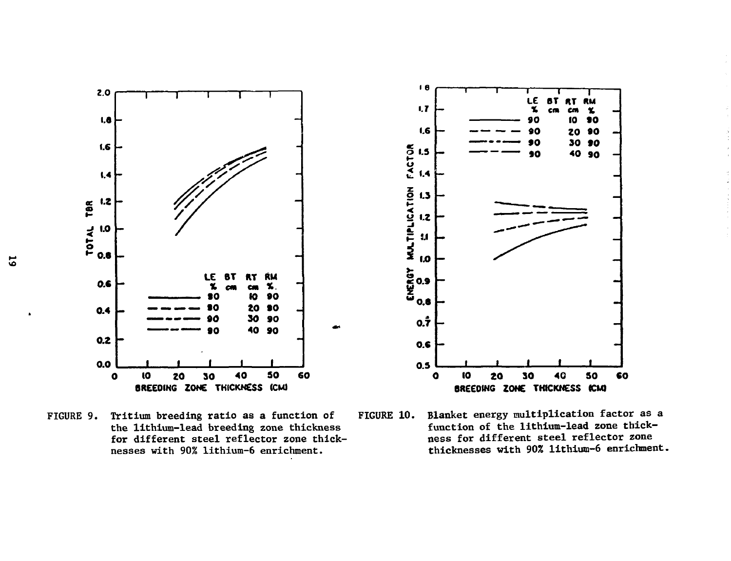FIGURE 9. Tritium breeding ratio as a function of the lithium-lead breeding zone thickness for different steel reflector zone thicknesses with 90% lithium-6 enrichment.

FIGURE 10. Blanket energy multiplication factor as a function of the lithium-lead zone thickness for different steel reflector zone thicknesses with 90% lithium-6 enrichment.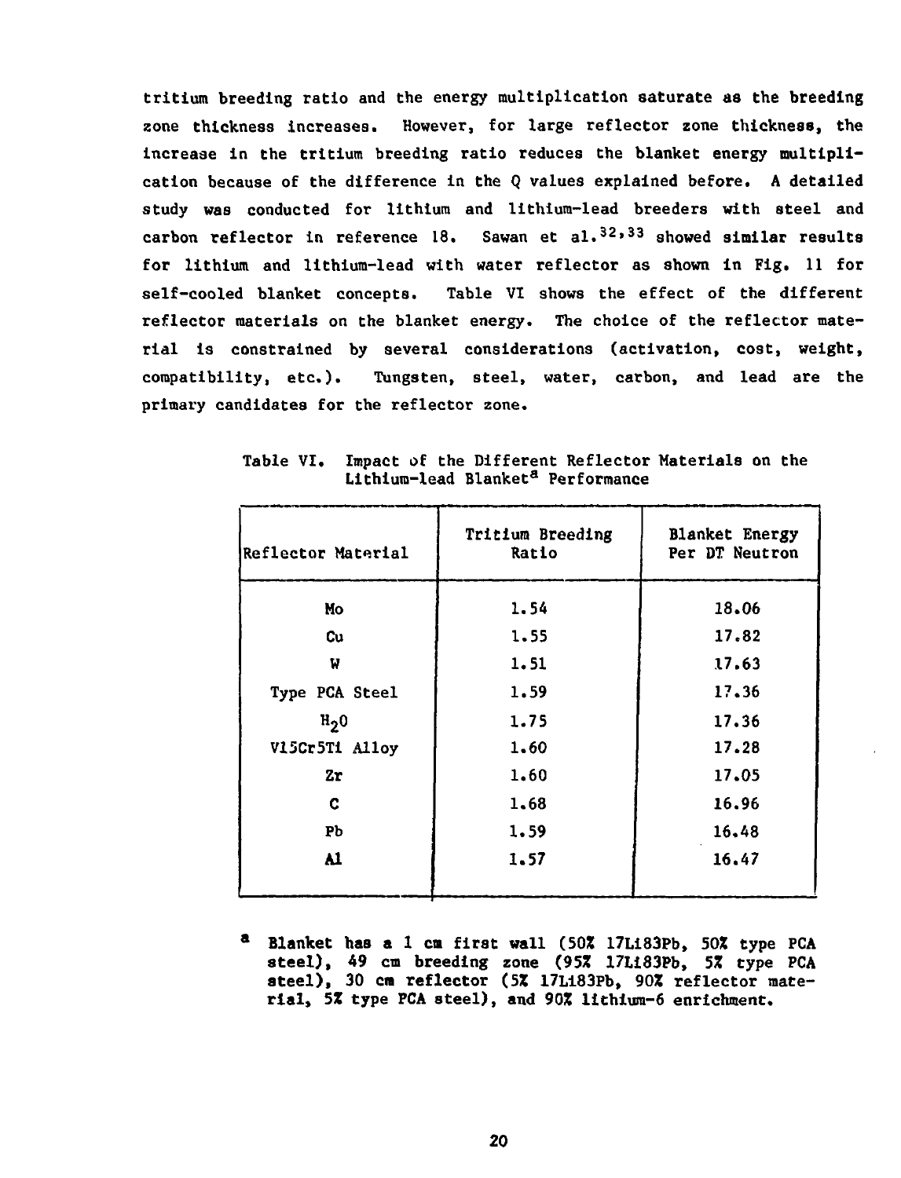tritium breeding ratio and the energy multiplication saturate as the breeding zone thickness increases. However, for large reflector zone thickness, the increase in the tritium breeding ratio reduces the blanket energy multiplication because of the difference in the Q values explained before. A detailed study was conducted for lithium and lithium-lead breeders with steel and carbon reflector in reference 18. Sawan et al.[32,33] showed similar results for lithium and lithium-lead with water reflector as shown in Fig. 11 for self-cooled blanket concepts. Table VI shows the effect of the different reflector materials on the blanket energy. The choice of the reflector material is constrained by several considerations (activation, cost, weight, compatibility, etc.). Tungsten, steel, water, carbon, and lead are the primary candidates for the reflector zone.

Table VI. Impact of the Different Reflector Materials on the Lithium-lead Blanket[a] Performance

| Reflector Material | Tritium Breeding Ratio | Blanket Energy Per DT Neutron |
|---|---|---|
| Mo | 1.54 | 18.06 |
| Cu | 1.55 | 17.82 |
| W | 1.51 | 17.63 |
| Type PCA Steel | 1.59 | 17.36 |
| $H_2O$ | 1.75 | 17.36 |
| V15Cr5Ti Alloy | 1.60 | 17.28 |
| Zr | 1.60 | 17.05 |
| C | 1.68 | 16.96 |
| Pb | 1.59 | 16.48 |
| Al | 1.57 | 16.47 |

[a] Blanket has a 1 cm first wall (50% 17Li83Pb, 50% type PCA steel), 49 cm breeding zone (95% 17Li83Pb, 5% type PCA steel), 30 cm reflector (5% 17Li83Pb, 90% reflector material, 5% type PCA steel), and 90% lithium-6 enrichment.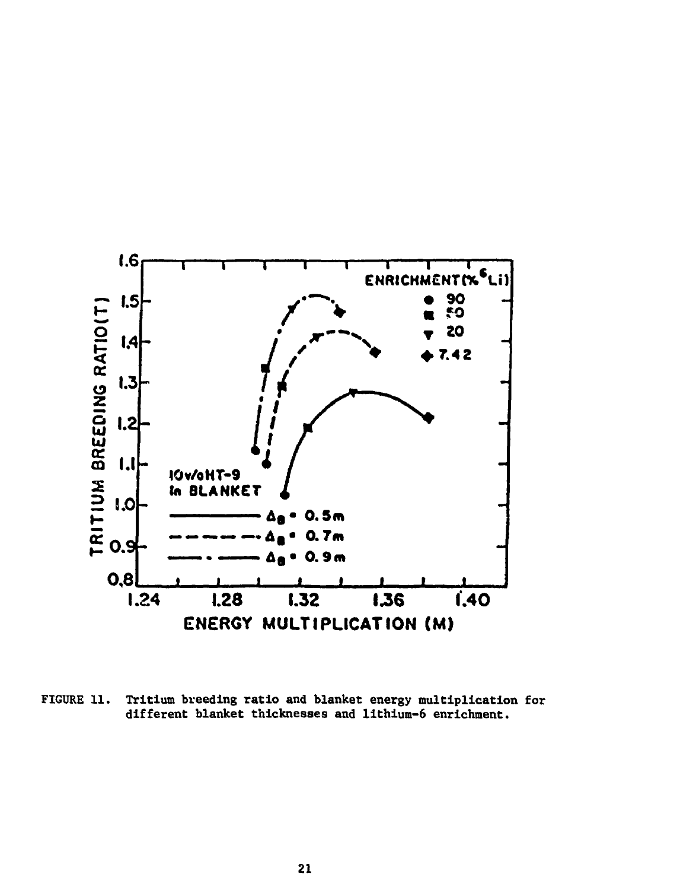FIGURE 11. Tritium breeding ratio and blanket energy multiplication for different blanket thicknesses and lithium-6 enrichment.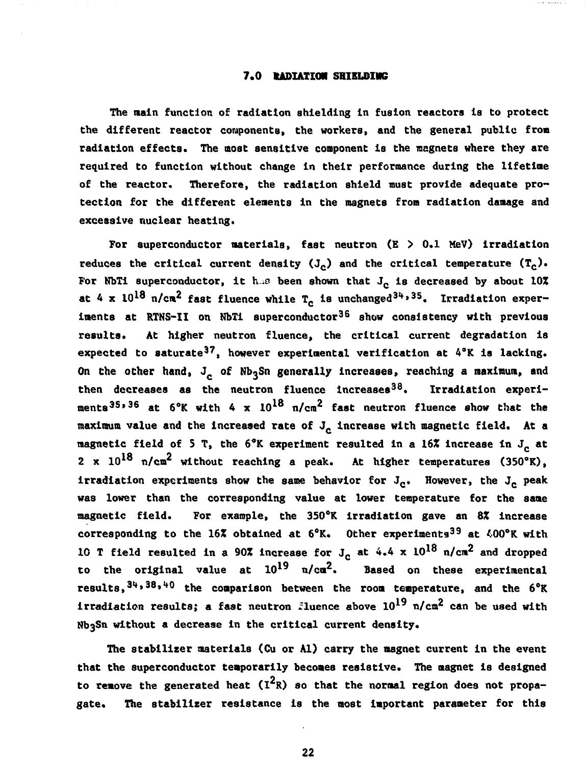## 7.0 RADIATION SHIELDING

The main function of radiation shielding in fusion reactors is to protect the different reactor components, the workers, and the general public from radiation effects. The most sensitive component is the magnets where they are required to function without change in their performance during the lifetime of the reactor. Therefore, the radiation shield must provide adequate protection for the different elements in the magnets from radiation damage and excessive nuclear heating.

For superconductor materials, fast neutron ($E > 0.1$ MeV) irradiation reduces the critical current density ($J_c$) and the critical temperature ($T_c$). For NbTi superconductor, it has been shown that $J_c$ is decreased by about 10% at $4 \times 10^{18}$ n/cm$^2$ fast fluence while $T_c$ is unchanged[34,35]. Irradiation experiments at RTNS-II on NbTi superconductor[36] show consistency with previous results. At higher neutron fluence, the critical current degradation is expected to saturate[37], however experimental verification at 4°K is lacking. On the other hand, $J_c$ of $Nb_3Sn$ generally increases, reaching a maximum, and then decreases as the neutron fluence increases[38]. Irradiation experiments[35,36] at 6°K with $4 \times 10^{18}$ n/cm$^2$ fast neutron fluence show that the maximum value and the increased rate of $J_c$ increase with magnetic field. At a magnetic field of 5 T, the 6°K experiment resulted in a 16% increase in $J_c$ at $2 \times 10^{18}$ n/cm$^2$ without reaching a peak. At higher temperatures (350°K), irradiation experiments show the same behavior for $J_c$. However, the $J_c$ peak was lower than the corresponding value at lower temperature for the same magnetic field. For example, the 350°K irradiation gave an 8% increase corresponding to the 16% obtained at 6°K. Other experiments[39] at 400°K with 10 T field resulted in a 90% increase for $J_c$ at $4.4 \times 10^{18}$ n/cm$^2$ and dropped to the original value at $10^{19}$ n/cm$^2$. Based on these experimental results,[34,38,40] the comparison between the room temperature, and the 6°K irradiation results; a fast neutron fluence above $10^{19}$ n/cm$^2$ can be used with $Nb_3Sn$ without a decrease in the critical current density.

The stabilizer materials (Cu or Al) carry the magnet current in the event that the superconductor temporarily becomes resistive. The magnet is designed to remove the generated heat ($I^2R$) so that the normal region does not propagate. The stabilizer resistance is the most important parameter for this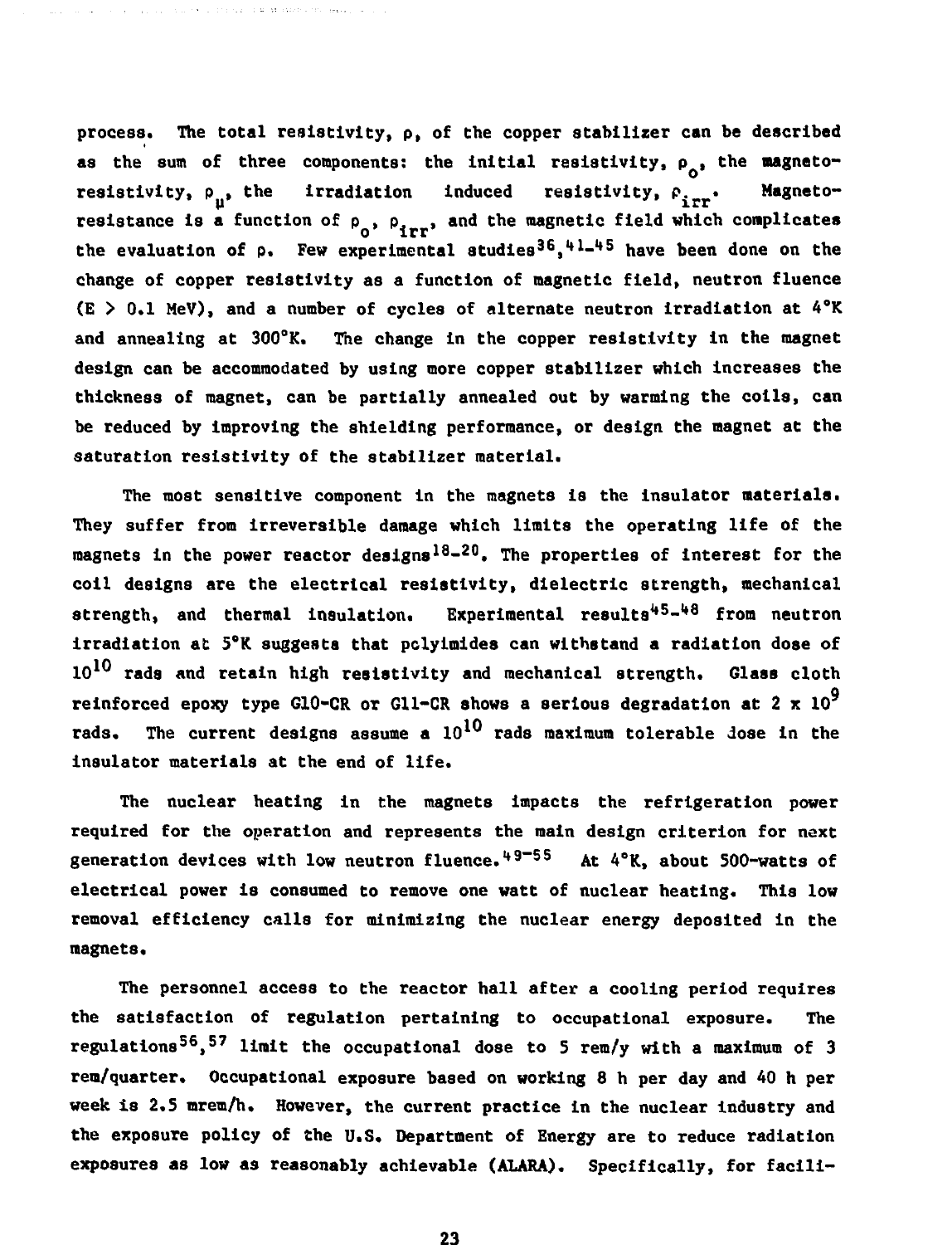process. The total resistivity, $\rho$, of the copper stabilizer can be described as the sum of three components: the initial resistivity, $\rho_o$, the magneto-resistivity, $\rho_\mu$, the irradiation induced resistivity, $\rho_{irr}$. Magneto-resistance is a function of $\rho_o$, $\rho_{irr}$, and the magnetic field which complicates the evaluation of $\rho$. Few experimental studies[36,41-45] have been done on the change of copper resistivity as a function of magnetic field, neutron fluence ($E > 0.1$ MeV), and a number of cycles of alternate neutron irradiation at 4°K and annealing at 300°K. The change in the copper resistivity in the magnet design can be accommodated by using more copper stabilizer which increases the thickness of magnet, can be partially annealed out by warming the coils, can be reduced by improving the shielding performance, or design the magnet at the saturation resistivity of the stabilizer material.

The most sensitive component in the magnets is the insulator materials. They suffer from irreversible damage which limits the operating life of the magnets in the power reactor designs[18-20]. The properties of interest for the coil designs are the electrical resistivity, dielectric strength, mechanical strength, and thermal insulation. Experimental results[45-48] from neutron irradiation at 5°K suggests that polyimides can withstand a radiation dose of $10^{10}$ rads and retain high resistivity and mechanical strength. Glass cloth reinforced epoxy type G10-CR or G11-CR shows a serious degradation at $2 \times 10^9$ rads. The current designs assume a $10^{10}$ rads maximum tolerable dose in the insulator materials at the end of life.

The nuclear heating in the magnets impacts the refrigeration power required for the operation and represents the main design criterion for next generation devices with low neutron fluence.[49-55] At 4°K, about 500-watts of electrical power is consumed to remove one watt of nuclear heating. This low removal efficiency calls for minimizing the nuclear energy deposited in the magnets.

The personnel access to the reactor hall after a cooling period requires the satisfaction of regulation pertaining to occupational exposure. The regulations[56,57] limit the occupational dose to 5 rem/y with a maximum of 3 rem/quarter. Occupational exposure based on working 8 h per day and 40 h per week is 2.5 mrem/h. However, the current practice in the nuclear industry and the exposure policy of the U.S. Department of Energy are to reduce radiation exposures as low as reasonably achievable (ALARA). Specifically, for facili-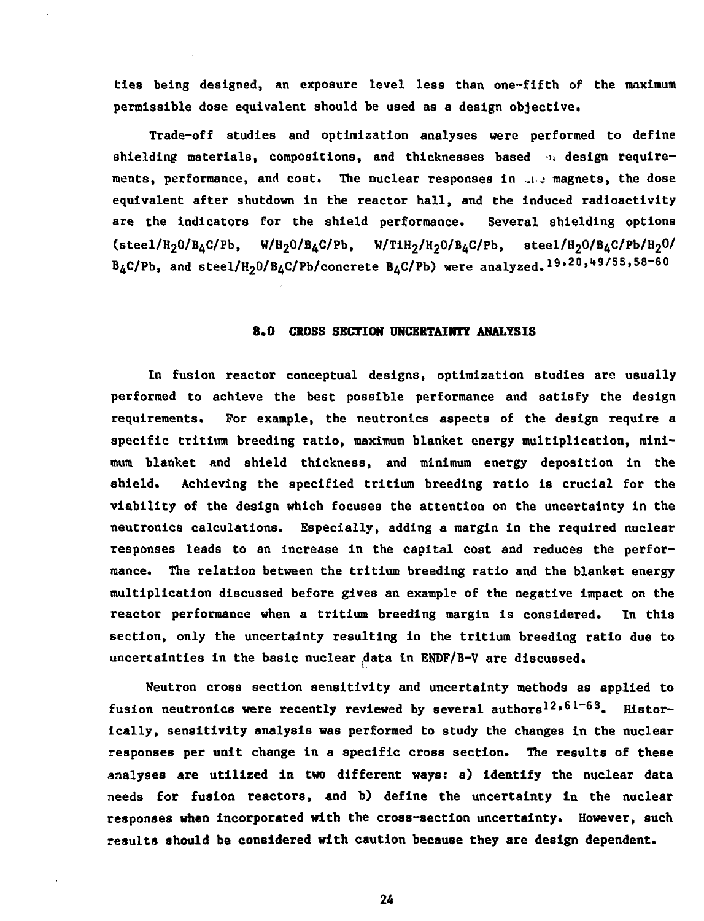ties being designed, an exposure level less than one-fifth of the maximum permissible dose equivalent should be used as a design objective.

Trade-off studies and optimization analyses were performed to define shielding materials, compositions, and thicknesses based on design requirements, performance, and cost. The nuclear responses in the magnets, the dose equivalent after shutdown in the reactor hall, and the induced radioactivity are the indicators for the shield performance. Several shielding options (steel/$H_2O$/$B_4C$/Pb, W/$H_2O$/$B_4C$/Pb, W/$TiH_2$/$H_2O$/$B_4C$/Pb, steel/$H_2O$/$B_4C$/Pb/$H_2O$/$B_4C$/Pb, and steel/$H_2O$/$B_4C$/Pb/concrete $B_4C$/Pb) were analyzed.[19,20,49/55,58-60]

## 8.0 CROSS SECTION UNCERTAINTY ANALYSIS

In fusion reactor conceptual designs, optimization studies are usually performed to achieve the best possible performance and satisfy the design requirements. For example, the neutronics aspects of the design require a specific tritium breeding ratio, maximum blanket energy multiplication, minimum blanket and shield thickness, and minimum energy deposition in the shield. Achieving the specified tritium breeding ratio is crucial for the viability of the design which focuses the attention on the uncertainty in the neutronics calculations. Especially, adding a margin in the required nuclear responses leads to an increase in the capital cost and reduces the performance. The relation between the tritium breeding ratio and the blanket energy multiplication discussed before gives an example of the negative impact on the reactor performance when a tritium breeding margin is considered. In this section, only the uncertainty resulting in the tritium breeding ratio due to uncertainties in the basic nuclear data in ENDF/B-V are discussed.

Neutron cross section sensitivity and uncertainty methods as applied to fusion neutronics were recently reviewed by several authors[12,61-63]. Historically, sensitivity analysis was performed to study the changes in the nuclear responses per unit change in a specific cross section. The results of these analyses are utilized in two different ways: a) identify the nuclear data needs for fusion reactors, and b) define the uncertainty in the nuclear responses when incorporated with the cross-section uncertainty. However, such results should be considered with caution because they are design dependent.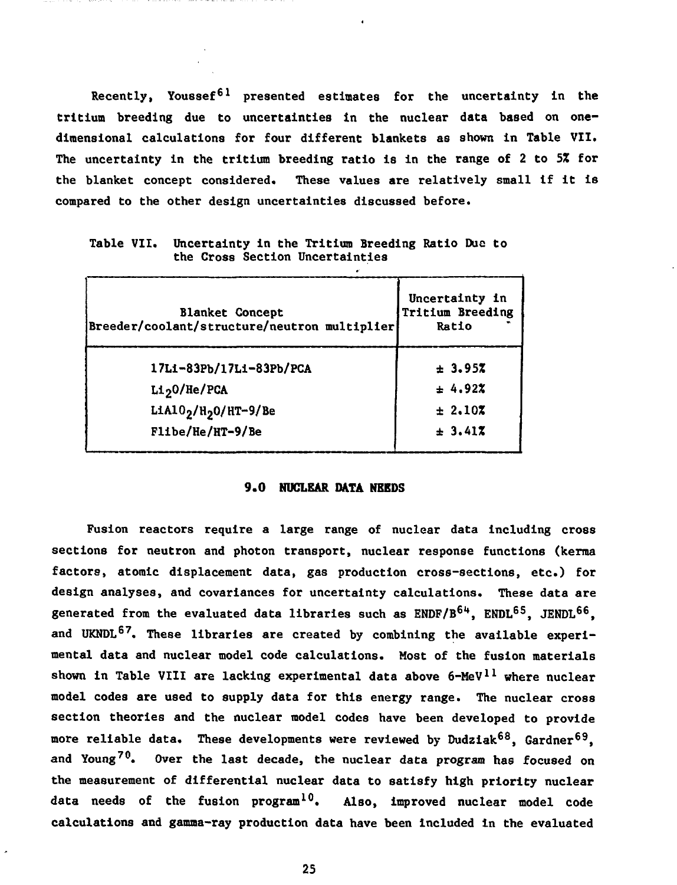Recently, Youssef[61] presented estimates for the uncertainty in the tritium breeding due to uncertainties in the nuclear data based on one-dimensional calculations for four different blankets as shown in Table VII. The uncertainty in the tritium breeding ratio is in the range of 2 to 5% for the blanket concept considered. These values are relatively small if it is compared to the other design uncertainties discussed before.

Table VII. Uncertainty in the Tritium Breeding Ratio Due to the Cross Section Uncertainties

| Blanket Concept Breeder/coolant/structure/neutron multiplier | Uncertainty in Tritium Breeding Ratio |
|---|---|
| 17Li-83Pb/17Li-83Pb/PCA | ± 3.95% |
| $Li_2O$/He/PCA | ± 4.92% |
| $LiAlO_2$/$H_2O$/HT-9/Be | ± 2.10% |
| Flibe/He/HT-9/Be | ± 3.41% |

## 9.0 NUCLEAR DATA NEEDS

Fusion reactors require a large range of nuclear data including cross sections for neutron and photon transport, nuclear response functions (kerma factors, atomic displacement data, gas production cross-sections, etc.) for design analyses, and covariances for uncertainty calculations. These data are generated from the evaluated data libraries such as ENDF/B[64], ENDL[65], JENDL[66], and UKNDL[67]. These libraries are created by combining the available experimental data and nuclear model code calculations. Most of the fusion materials shown in Table VIII are lacking experimental data above 6-MeV[11] where nuclear model codes are used to supply data for this energy range. The nuclear cross section theories and the nuclear model codes have been developed to provide more reliable data. These developments were reviewed by Dudziak[68], Gardner[69], and Young[70]. Over the last decade, the nuclear data program has focused on the measurement of differential nuclear data to satisfy high priority nuclear data needs of the fusion program[10]. Also, improved nuclear model code calculations and gamma-ray production data have been included in the evaluated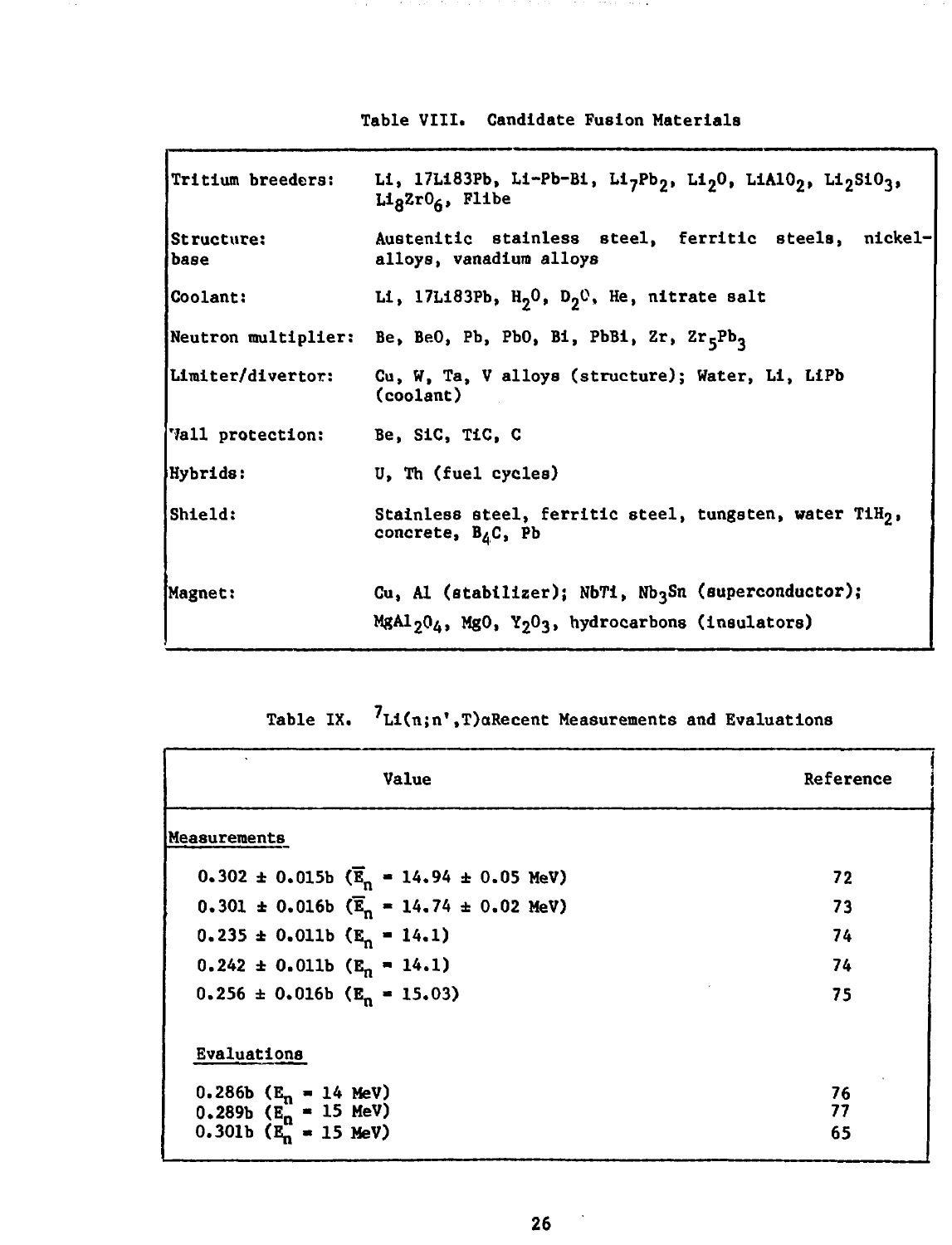Table VIII. Candidate Fusion Materials

| | |
|---|---|
| Tritium breeders: | Li, 17Li83Pb, Li-Pb-Bi, $Li_7Pb_2$, $Li_2O$, $LiAlO_2$, $Li_2SiO_3$, $Li_8ZrO_6$, Flibe |
| Structure: | Austenitic stainless steel, ferritic steels, nickel-base alloys, vanadium alloys |
| Coolant: | Li, 17Li83Pb, $H_2O$, $D_2O$, He, nitrate salt |
| Neutron multiplier: | Be, BeO, Pb, PbO, Bi, PbBi, Zr, $Zr_5Pb_3$ |
| Limiter/divertor: | Cu, W, Ta, V alloys (structure); Water, Li, LiPb (coolant) |
| Wall protection: | Be, SiC, TiC, C |
| Hybrids: | U, Th (fuel cycles) |
| Shield: | Stainless steel, ferritic steel, tungsten, water $TiH_2$, concrete, $B_4C$, Pb |
| Magnet: | Cu, Al (stabilizer); NbTi, $Nb_3Sn$ (superconductor); $MgAl_2O_4$, MgO, $Y_2O_3$, hydrocarbons (insulators) |

Table IX. $^7Li(n;n',T)\alpha$ Recent Measurements and Evaluations

| Value | Reference |
|---|---|
| **Measurements** | |
| 0.302 ± 0.015b ($\bar{E}_n$ = 14.94 ± 0.05 MeV) | 72 |
| 0.301 ± 0.016b ($\bar{E}_n$ = 14.74 ± 0.02 MeV) | 73 |
| 0.235 ± 0.011b ($E_n$ = 14.1) | 74 |
| 0.242 ± 0.011b ($E_n$ = 14.1) | 74 |
| 0.256 ± 0.016b ($E_n$ = 15.03) | 75 |
| **Evaluations** | |
| 0.286b ($E_n$ = 14 MeV) | 76 |
| 0.289b ($E_n$ = 15 MeV) | 77 |
| 0.301b ($E_n$ = 15 MeV) | 65 |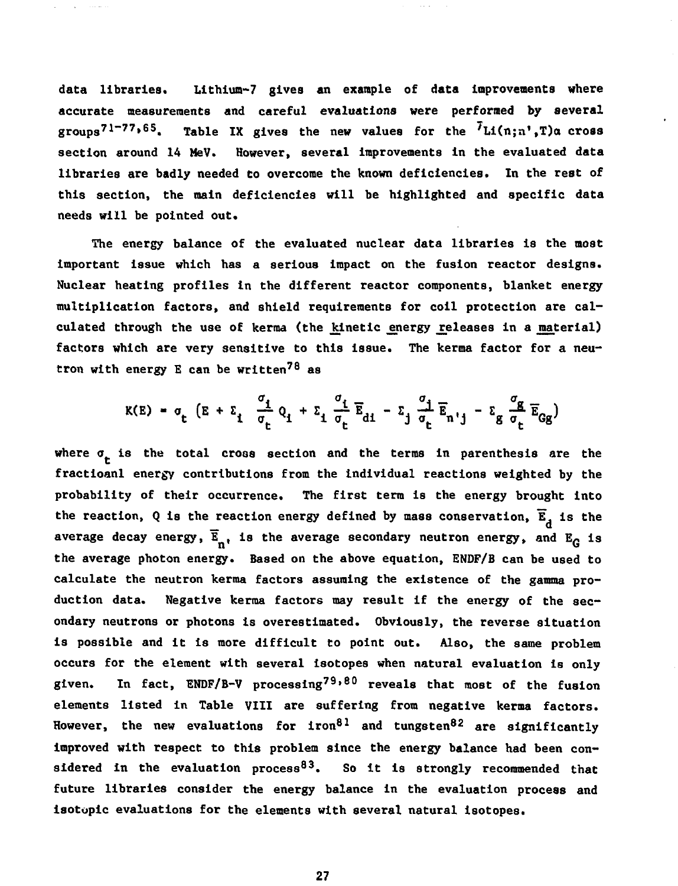data libraries. Lithium-7 gives an example of data improvements where accurate measurements and careful evaluations were performed by several groups[71-77,65]. Table IX gives the new values for the $^{7}Li(n;n',T)\alpha$ cross section around 14 MeV. However, several improvements in the evaluated data libraries are badly needed to overcome the known deficiencies. In the rest of this section, the main deficiencies will be highlighted and specific data needs will be pointed out.

The energy balance of the evaluated nuclear data libraries is the most important issue which has a serious impact on the fusion reactor designs. Nuclear heating profiles in the different reactor components, blanket energy multiplication factors, and shield requirements for coil protection are calculated through the use of kerma (the kinetic energy releases in a material) factors which are very sensitive to this issue. The kerma factor for a neutron with energy E can be written[78] as

$$K(E) = \sigma_t \left(E + \Sigma_i \frac{\sigma_i}{\sigma_t} Q_i + \Sigma_i \frac{\sigma_i}{\sigma_t} \overline{E}_{di} - \Sigma_j \frac{\sigma_j}{\sigma_t} \overline{E}_{n'j} - \Sigma_g \frac{\sigma_g}{\sigma_t} \overline{E}_{Gg}\right)$$

where $\sigma_t$ is the total cross section and the terms in parenthesis are the fractioanl energy contributions from the individual reactions weighted by the probability of their occurrence. The first term is the energy brought into the reaction, Q is the reaction energy defined by mass conservation, $\overline{E}_d$ is the average decay energy, $\overline{E}_{n'}$ is the average secondary neutron energy, and $E_G$ is the average photon energy. Based on the above equation, ENDF/B can be used to calculate the neutron kerma factors assuming the existence of the gamma production data. Negative kerma factors may result if the energy of the secondary neutrons or photons is overestimated. Obviously, the reverse situation is possible and it is more difficult to point out. Also, the same problem occurs for the element with several isotopes when natural evaluation is only given. In fact, ENDF/B-V processing[79,80] reveals that most of the fusion elements listed in Table VIII are suffering from negative kerma factors. However, the new evaluations for iron[81] and tungsten[82] are significantly improved with respect to this problem since the energy balance had been considered in the evaluation process[83]. So it is strongly recommended that future libraries consider the energy balance in the evaluation process and isotopic evaluations for the elements with several natural isotopes.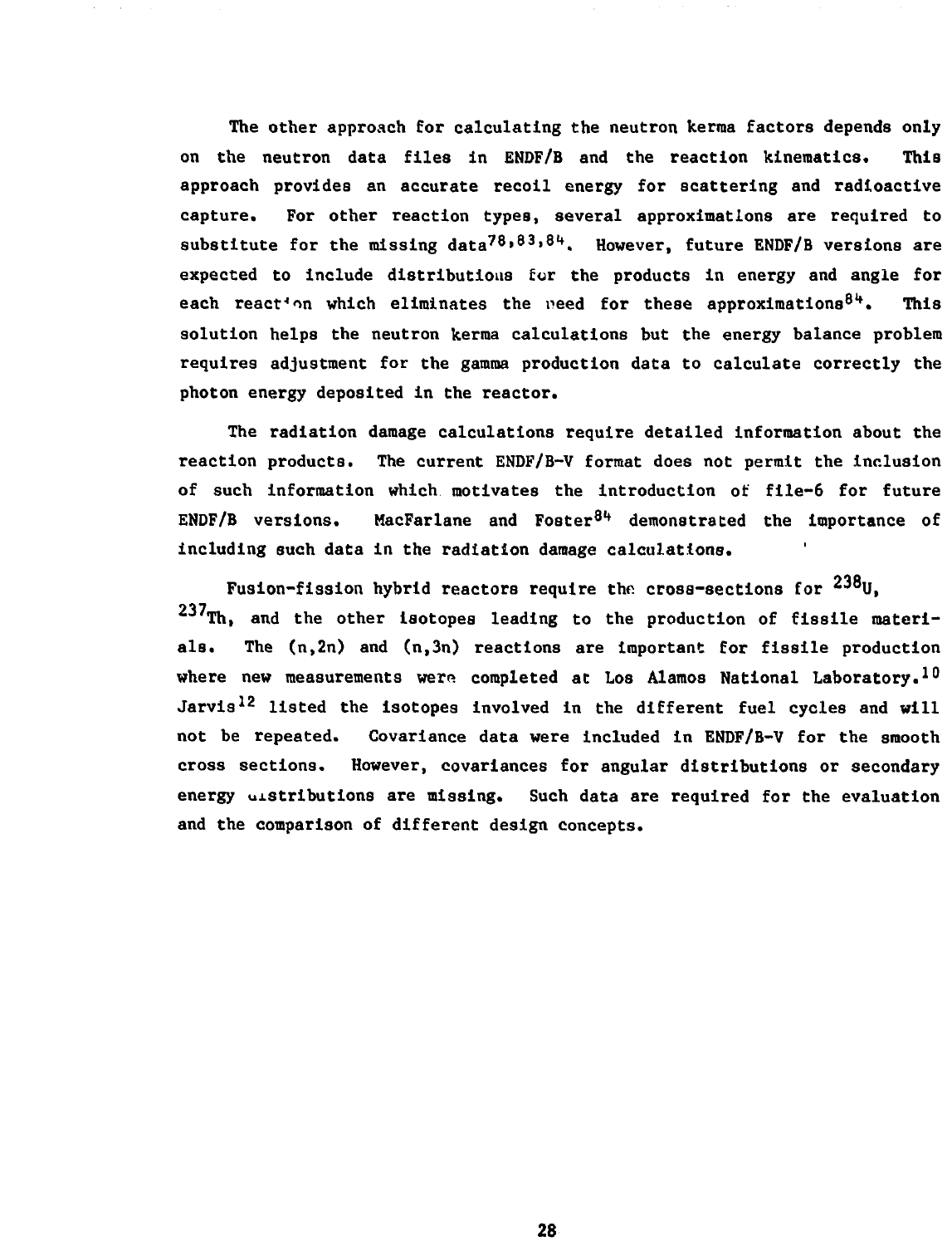The other approach for calculating the neutron kerma factors depends only on the neutron data files in ENDF/B and the reaction kinematics. This approach provides an accurate recoil energy for scattering and radioactive capture. For other reaction types, several approximations are required to substitute for the missing data[78,83,84]. However, future ENDF/B versions are expected to include distributions for the products in energy and angle for each reaction which eliminates the need for these approximations[84]. This solution helps the neutron kerma calculations but the energy balance problem requires adjustment for the gamma production data to calculate correctly the photon energy deposited in the reactor.

The radiation damage calculations require detailed information about the reaction products. The current ENDF/B-V format does not permit the inclusion of such information which motivates the introduction of file-6 for future ENDF/B versions. MacFarlane and Foster[84] demonstrated the importance of including such data in the radiation damage calculations.

Fusion-fission hybrid reactors require the cross-sections for $^{238}U$, $^{237}Th$, and the other isotopes leading to the production of fissile materials. The (n,2n) and (n,3n) reactions are important for fissile production where new measurements were completed at Los Alamos National Laboratory.[10] Jarvis[12] listed the isotopes involved in the different fuel cycles and will not be repeated. Covariance data were included in ENDF/B-V for the smooth cross sections. However, covariances for angular distributions or secondary energy distributions are missing. Such data are required for the evaluation and the comparison of different design concepts.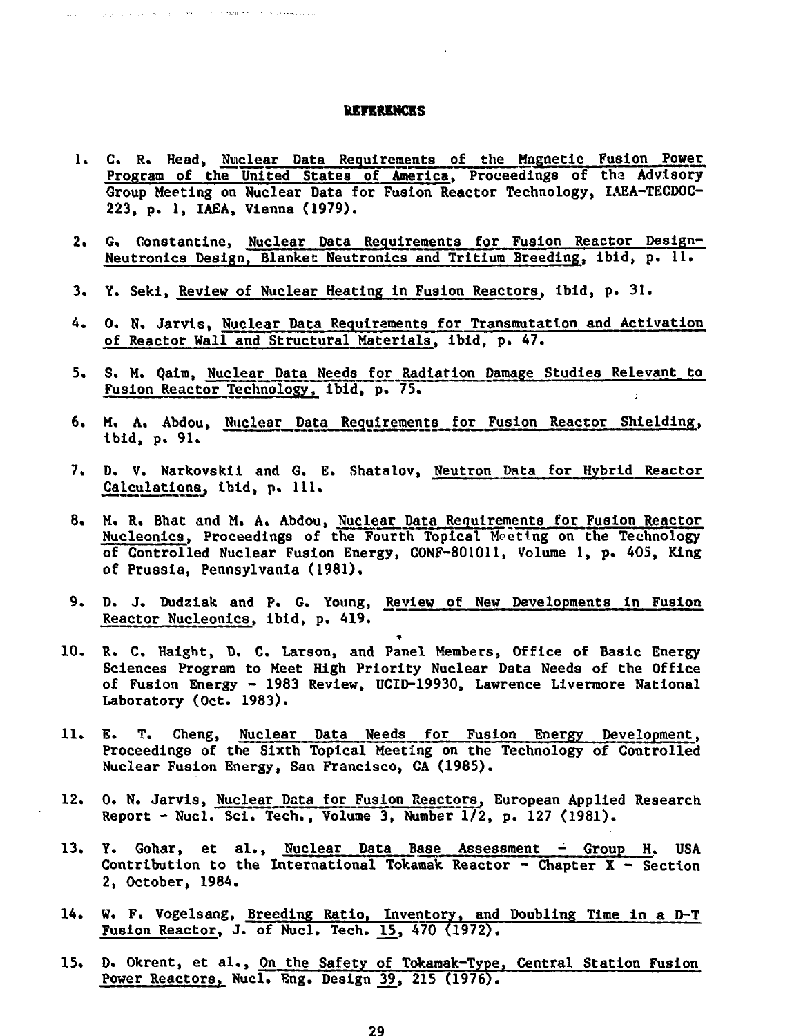## REFERENCES

1. C. R. Head, Nuclear Data Requirements of the Magnetic Fusion Power Program of the United States of America, Proceedings of the Advisory Group Meeting on Nuclear Data for Fusion Reactor Technology, IAEA-TECDOC-223, p. 1, IAEA, Vienna (1979).

2. G. Constantine, Nuclear Data Requirements for Fusion Reactor Design-Neutronics Design, Blanket Neutronics and Tritium Breeding, ibid, p. 11.

3. Y. Seki, Review of Nuclear Heating in Fusion Reactors, ibid, p. 31.

4. O. N. Jarvis, Nuclear Data Requirements for Transmutation and Activation of Reactor Wall and Structural Materials, ibid, p. 47.

5. S. M. Qaim, Nuclear Data Needs for Radiation Damage Studies Relevant to Fusion Reactor Technology, ibid, p. 75.

6. M. A. Abdou, Nuclear Data Requirements for Fusion Reactor Shielding, ibid, p. 91.

7. D. V. Narkovskii and G. E. Shatalov, Neutron Data for Hybrid Reactor Calculations, ibid, p. 111.

8. M. R. Bhat and M. A. Abdou, Nuclear Data Requirements for Fusion Reactor Nucleonics, Proceedings of the Fourth Topical Meeting on the Technology of Controlled Nuclear Fusion Energy, CONF-801011, Volume 1, p. 405, King of Prussia, Pennsylvania (1981).

9. D. J. Dudziak and P. G. Young, Review of New Developments in Fusion Reactor Nucleonics, ibid, p. 419.

10. R. C. Haight, D. C. Larson, and Panel Members, Office of Basic Energy Sciences Program to Meet High Priority Nuclear Data Needs of the Office of Fusion Energy - 1983 Review, UCID-19930, Lawrence Livermore National Laboratory (Oct. 1983).

11. E. T. Cheng, Nuclear Data Needs for Fusion Energy Development, Proceedings of the Sixth Topical Meeting on the Technology of Controlled Nuclear Fusion Energy, San Francisco, CA (1985).

12. O. N. Jarvis, Nuclear Data for Fusion Reactors, European Applied Research Report - Nucl. Sci. Tech., Volume 3, Number 1/2, p. 127 (1981).

13. Y. Gohar, et al., Nuclear Data Base Assessment - Group H, USA Contribution to the International Tokamak Reactor - Chapter X - Section 2, October, 1984.

14. W. F. Vogelsang, Breeding Ratio, Inventory, and Doubling Time in a D-T Fusion Reactor, J. of Nucl. Tech. 15, 470 (1972).

15. D. Okrent, et al., On the Safety of Tokamak-Type, Central Station Fusion Power Reactors, Nucl. Eng. Design 39, 215 (1976).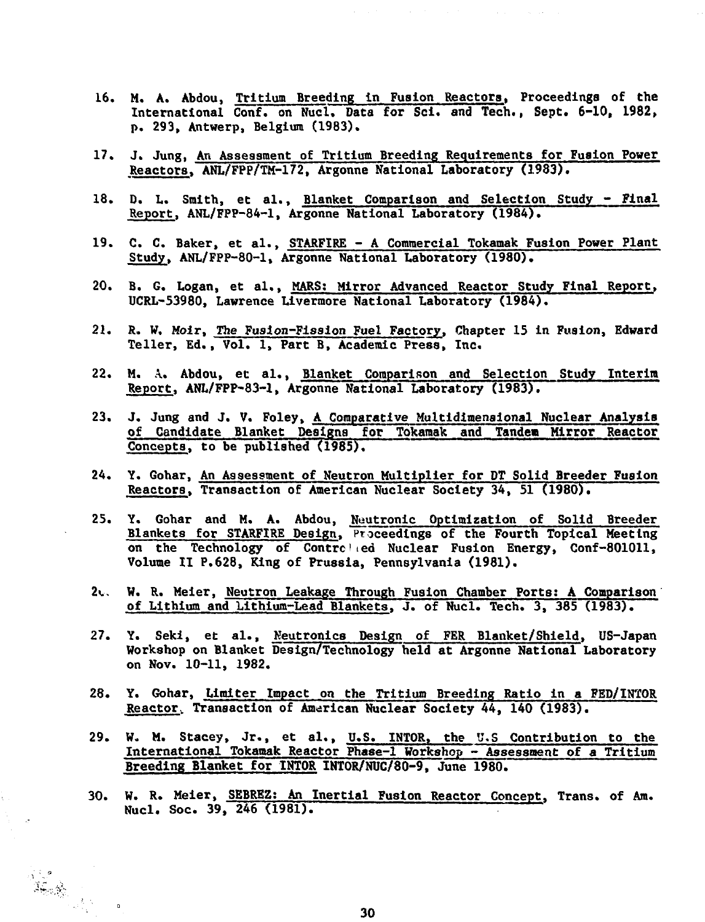16. M. A. Abdou, Tritium Breeding in Fusion Reactors, Proceedings of the International Conf. on Nucl. Data for Sci. and Tech., Sept. 6-10, 1982, p. 293, Antwerp, Belgium (1983).

17. J. Jung, An Assessment of Tritium Breeding Requirements for Fusion Power Reactors, ANL/FPP/TM-172, Argonne National Laboratory (1983).

18. D. L. Smith, et al., Blanket Comparison and Selection Study - Final Report, ANL/FPP-84-1, Argonne National Laboratory (1984).

19. C. C. Baker, et al., STARFIRE - A Commercial Tokamak Fusion Power Plant Study, ANL/FPP-80-1, Argonne National Laboratory (1980).

20. B. G. Logan, et al., MARS: Mirror Advanced Reactor Study Final Report, UCRL-53980, Lawrence Livermore National Laboratory (1984).

21. R. W. Moir, The Fusion-Fission Fuel Factory, Chapter 15 in Fusion, Edward Teller, Ed., Vol. 1, Part B, Academic Press, Inc.

22. M. A. Abdou, et al., Blanket Comparison and Selection Study Interim Report, ANL/FPP-83-1, Argonne National Laboratory (1983).

23. J. Jung and J. V. Foley, A Comparative Multidimensional Nuclear Analysis of Candidate Blanket Designs for Tokamak and Tandem Mirror Reactor Concepts, to be published (1985).

24. Y. Gohar, An Assessment of Neutron Multiplier for DT Solid Breeder Fusion Reactors, Transaction of American Nuclear Society 34, 51 (1980).

25. Y. Gohar and M. A. Abdou, Neutronic Optimization of Solid Breeder Blankets for STARFIRE Design, Proceedings of the Fourth Topical Meeting on the Technology of Controlled Nuclear Fusion Energy, Conf-801011, Volume II P.628, King of Prussia, Pennsylvania (1981).

26. W. R. Meier, Neutron Leakage Through Fusion Chamber Ports: A Comparison of Lithium and Lithium-Lead Blankets, J. of Nucl. Tech. 3, 385 (1983).

27. Y. Seki, et al., Neutronics Design of FER Blanket/Shield, US-Japan Workshop on Blanket Design/Technology held at Argonne National Laboratory on Nov. 10-11, 1982.

28. Y. Gohar, Limiter Impact on the Tritium Breeding Ratio in a FED/INTOR Reactor, Transaction of American Nuclear Society 44, 140 (1983).

29. W. M. Stacey, Jr., et al., U.S. INTOR, the U.S Contribution to the International Tokamak Reactor Phase-1 Workshop - Assessment of a Tritium Breeding Blanket for INTOR INTOR/NUC/80-9, June 1980.

30. W. R. Meier, SEBREZ: An Inertial Fusion Reactor Concept, Trans. of Am. Nucl. Soc. 39, 246 (1981).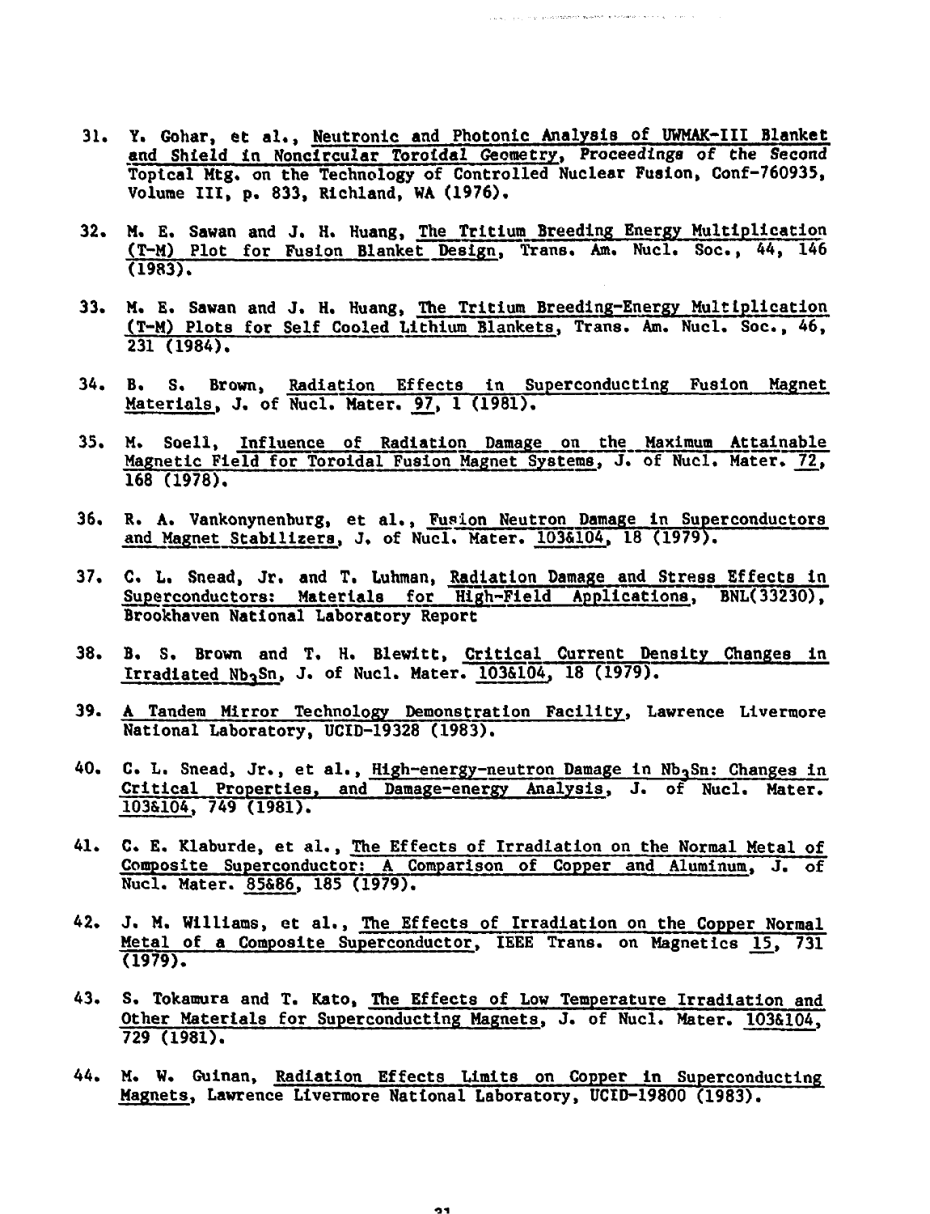31. Y. Gohar, et al., Neutronic and Photonic Analysis of UWMAK-III Blanket and Shield in Noncircular Toroidal Geometry, *Proceedings of the Second Topical Mtg. on the Technology of Controlled Nuclear Fusion*, Conf-760935, Volume III, p. 833, Richland, WA (1976).

32. M. E. Sawan and J. H. Huang, The Tritium Breeding Energy Multiplication (T-M) Plot for Fusion Blanket Design, Trans. Am. Nucl. Soc., 44, 146 (1983).

33. M. E. Sawan and J. H. Huang, The Tritium Breeding-Energy Multiplication (T-M) Plots for Self Cooled Lithium Blankets, Trans. Am. Nucl. Soc., 46, 231 (1984).

34. B. S. Brown, Radiation Effects in Superconducting Fusion Magnet Materials, J. of Nucl. Mater. 97, 1 (1981).

35. M. Soell, Influence of Radiation Damage on the Maximum Attainable Magnetic Field for Toroidal Fusion Magnet Systems, J. of Nucl. Mater. 72, 168 (1978).

36. R. A. Vankonynenburg, et al., Fusion Neutron Damage in Superconductors and Magnet Stabilizers, J. of Nucl. Mater. 103&104, 18 (1979).

37. C. L. Snead, Jr. and T. Luhman, Radiation Damage and Stress Effects in Superconductors: Materials for High-Field Applications, BNL(33230), Brookhaven National Laboratory Report

38. B. S. Brown and T. H. Blewitt, Critical Current Density Changes in Irradiated $Nb_3Sn$, J. of Nucl. Mater. 103&104, 18 (1979).

39. A Tandem Mirror Technology Demonstration Facility, Lawrence Livermore National Laboratory, UCID-19328 (1983).

40. C. L. Snead, Jr., et al., High-energy-neutron Damage in $Nb_3Sn$: Changes in Critical Properties, and Damage-energy Analysis, J. of Nucl. Mater. 103&104, 749 (1981).

41. C. E. Klaburde, et al., The Effects of Irradiation on the Normal Metal of Composite Superconductor: A Comparison of Copper and Aluminum, J. of Nucl. Mater. 85&86, 185 (1979).

42. J. M. Williams, et al., The Effects of Irradiation on the Copper Normal Metal of a Composite Superconductor, IEEE Trans. on Magnetics 15, 731 (1979).

43. S. Tokamura and T. Kato, The Effects of Low Temperature Irradiation and Other Materials for Superconducting Magnets, J. of Nucl. Mater. 103&104, 729 (1981).

44. M. W. Guinan, Radiation Effects Limits on Copper in Superconducting Magnets, Lawrence Livermore National Laboratory, UCID-19800 (1983).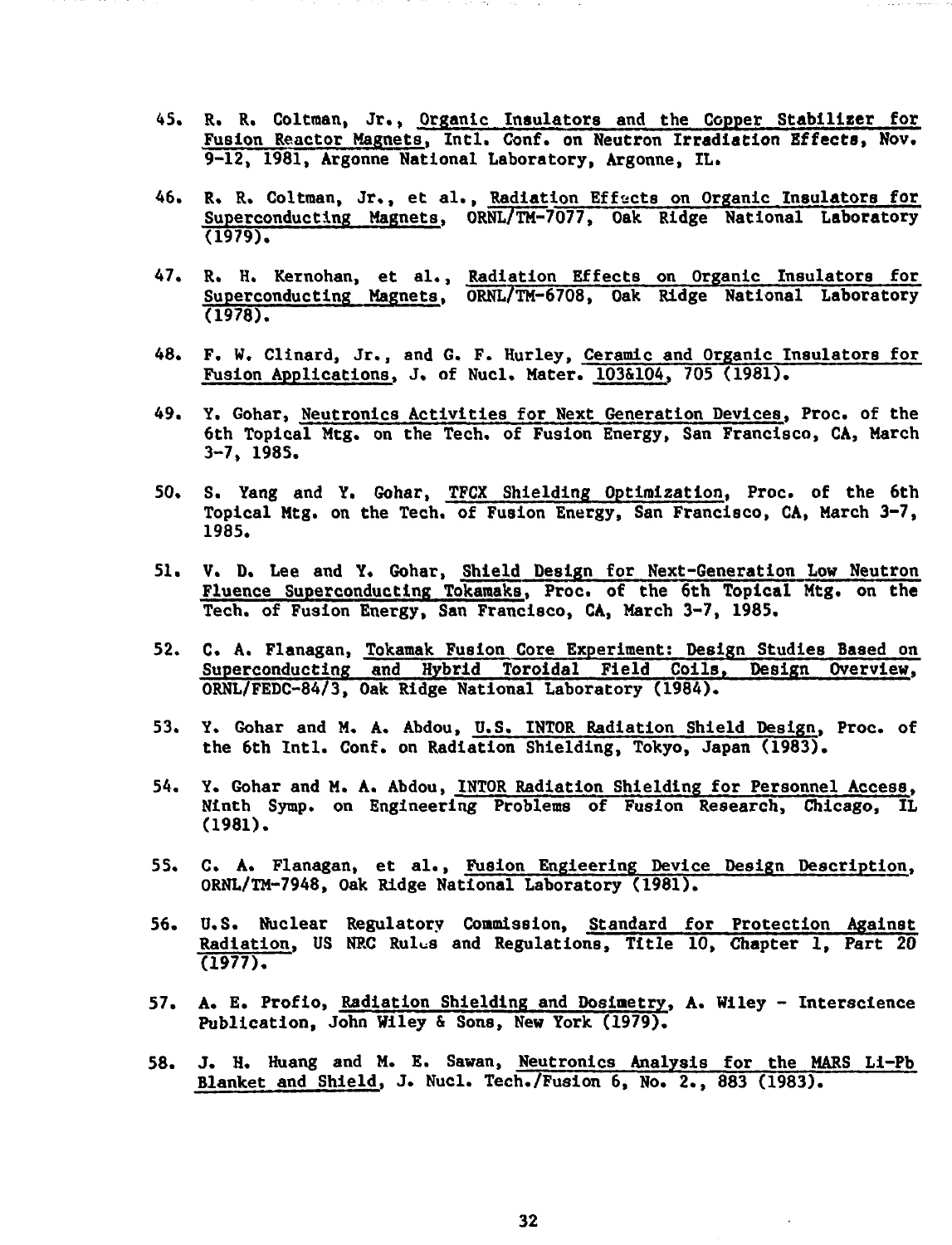45. R. R. Coltman, Jr., Organic Insulators and the Copper Stabilizer for Fusion Reactor Magnets, Intl. Conf. on Neutron Irradiation Effects, Nov. 9-12, 1981, Argonne National Laboratory, Argonne, IL.

46. R. R. Coltman, Jr., et al., Radiation Effects on Organic Insulators for Superconducting Magnets, ORNL/TM-7077, Oak Ridge National Laboratory (1979).

47. R. H. Kernohan, et al., Radiation Effects on Organic Insulators for Superconducting Magnets, ORNL/TM-6708, Oak Ridge National Laboratory (1978).

48. F. W. Clinard, Jr., and G. F. Hurley, Ceramic and Organic Insulators for Fusion Applications, J. of Nucl. Mater. 103&104, 705 (1981).

49. Y. Gohar, Neutronics Activities for Next Generation Devices, Proc. of the 6th Topical Mtg. on the Tech. of Fusion Energy, San Francisco, CA, March 3-7, 1985.

50. S. Yang and Y. Gohar, TFCX Shielding Optimization, Proc. of the 6th Topical Mtg. on the Tech. of Fusion Energy, San Francisco, CA, March 3-7, 1985.

51. V. D. Lee and Y. Gohar, Shield Design for Next-Generation Low Neutron Fluence Superconducting Tokamaks, Proc. of the 6th Topical Mtg. on the Tech. of Fusion Energy, San Francisco, CA, March 3-7, 1985.

52. C. A. Flanagan, Tokamak Fusion Core Experiment: Design Studies Based on Superconducting and Hybrid Toroidal Field Coils, Design Overview, ORNL/FEDC-84/3, Oak Ridge National Laboratory (1984).

53. Y. Gohar and M. A. Abdou, U.S. INTOR Radiation Shield Design, Proc. of the 6th Intl. Conf. on Radiation Shielding, Tokyo, Japan (1983).

54. Y. Gohar and M. A. Abdou, INTOR Radiation Shielding for Personnel Access, Ninth Symp. on Engineering Problems of Fusion Research, Chicago, IL (1981).

55. C. A. Flanagan, et al., Fusion Engieering Device Design Description, ORNL/TM-7948, Oak Ridge National Laboratory (1981).

56. U.S. Nuclear Regulatory Commission, Standard for Protection Against Radiation, US NRC Rules and Regulations, Title 10, Chapter 1, Part 20 (1977).

57. A. E. Profio, Radiation Shielding and Dosimetry, A. Wiley - Interscience Publication, John Wiley & Sons, New York (1979).

58. J. H. Huang and M. E. Sawan, Neutronics Analysis for the MARS Li-Pb Blanket and Shield, J. Nucl. Tech./Fusion 6, No. 2., 883 (1983).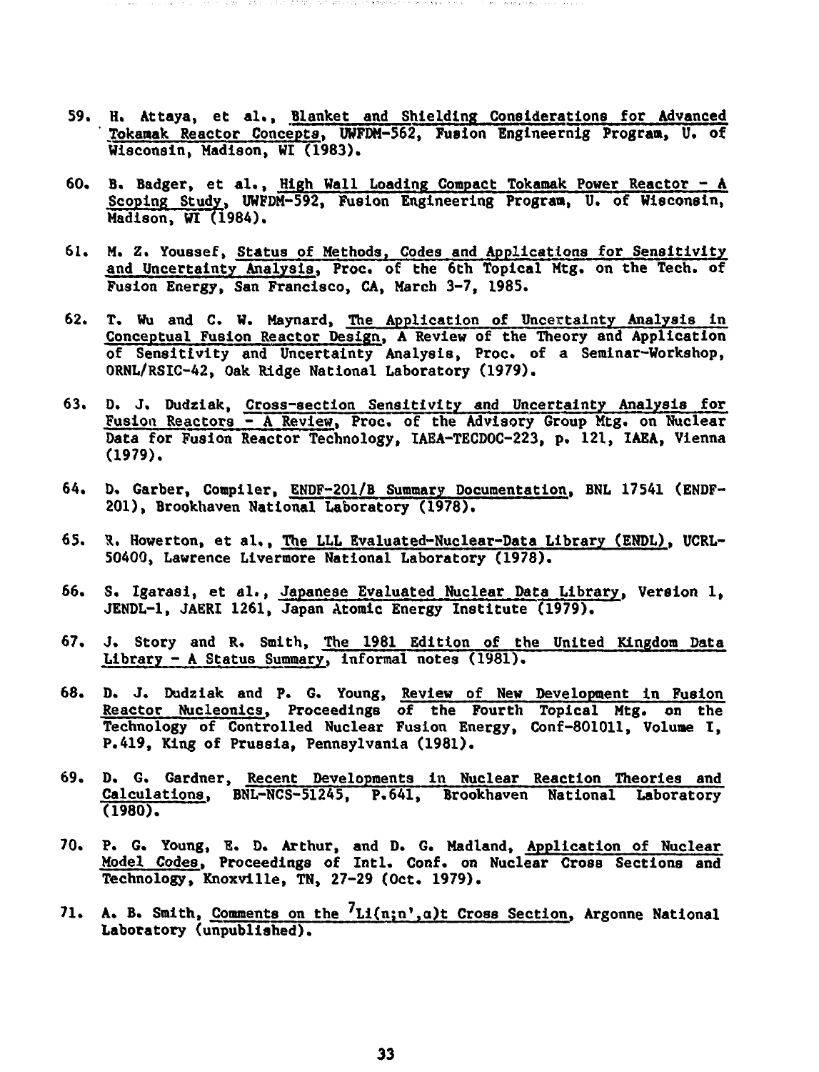59. H. Attaya, et al., Blanket and Shielding Considerations for Advanced Tokamak Reactor Concepts, UWFDM-562, Fusion Engineernig Program, U. of Wisconsin, Madison, WI (1983).

60. B. Badger, et al., High Wall Loading Compact Tokamak Power Reactor - A Scoping Study, UWFDM-592, Fusion Engineering Program, U. of Wisconsin, Madison, WI (1984).

61. M. Z. Youssef, Status of Methods, Codes and Applications for Sensitivity and Uncertainty Analysis, Proc. of the 6th Topical Mtg. on the Tech. of Fusion Energy, San Francisco, CA, March 3-7, 1985.

62. T. Wu and C. W. Maynard, The Application of Uncertainty Analysis in Conceptual Fusion Reactor Design, A Review of the Theory and Application of Sensitivity and Uncertainty Analysis, Proc. of a Seminar-Workshop, ORNL/RSIC-42, Oak Ridge National Laboratory (1979).

63. D. J. Dudziak, Cross-section Sensitivity and Uncertainty Analysis for Fusion Reactors - A Review, Proc. of the Advisory Group Mtg. on Nuclear Data for Fusion Reactor Technology, IAEA-TECDOC-223, p. 121, IAEA, Vienna (1979).

64. D. Garber, Compiler, ENDF-201/B Summary Documentation, BNL 17541 (ENDF-201), Brookhaven National Laboratory (1978).

65. R. Howerton, et al., The LLL Evaluated-Nuclear-Data Library (ENDL), UCRL-50400, Lawrence Livermore National Laboratory (1978).

66. S. Igarasi, et al., Japanese Evaluated Nuclear Data Library, Version 1, JENDL-1, JAERI 1261, Japan Atomic Energy Institute (1979).

67. J. Story and R. Smith, The 1981 Edition of the United Kingdom Data Library - A Status Summary, informal notes (1981).

68. D. J. Dudziak and P. G. Young, Review of New Development in Fusion Reactor Nucleonics, Proceedings of the Fourth Topical Mtg. on the Technology of Controlled Nuclear Fusion Energy, Conf-801011, Volume I, P.419, King of Prussia, Pennsylvania (1981).

69. D. G. Gardner, Recent Developments in Nuclear Reaction Theories and Calculations, BNL-NCS-51245, P.641, Brookhaven National Laboratory (1980).

70. P. G. Young, E. D. Arthur, and D. G. Madland, Application of Nuclear Model Codes, Proceedings of Intl. Conf. on Nuclear Cross Sections and Technology, Knoxville, TN, 27-29 (Oct. 1979).

71. A. B. Smith, Comments on the $^{7}Li(n;n',\alpha)t$ Cross Section, Argonne National Laboratory (unpublished).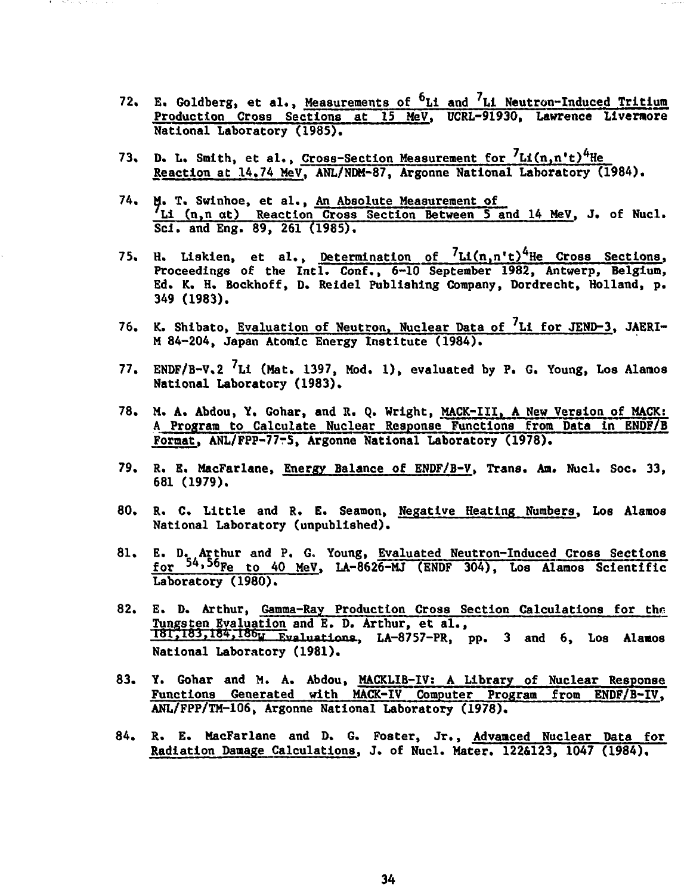72. E. Goldberg, et al., Measurements of $^{6}$Li and $^{7}$Li Neutron-Induced Tritium Production Cross Sections at 15 MeV, UCRL-91930, Lawrence Livermore National Laboratory (1985).

73. D. L. Smith, et al., Cross-Section Measurement for $^{7}$Li(n,n't)$^{4}$He Reaction at 14.74 MeV, ANL/NDM-87, Argonne National Laboratory (1984).

74. M. T. Swinhoe, et al., An Absolute Measurement of $^{7}$Li (n,n αt) Reaction Cross Section Between 5 and 14 MeV, J. of Nucl. Sci. and Eng. 89, 261 (1985).

75. H. Liskien, et al., Determination of $^{7}$Li(n,n't)$^{4}$He Cross Sections, Proceedings of the Intl. Conf., 6-10 September 1982, Antwerp, Belgium, Ed. K. H. Bockhoff, D. Reidel Publishing Company, Dordrecht, Holland, p. 349 (1983).

76. K. Shibato, Evaluation of Neutron, Nuclear Data of $^{7}$Li for JEND-3, JAERI-M 84-204, Japan Atomic Energy Institute (1984).

77. ENDF/B-V.2 $^{7}$Li (Mat. 1397, Mod. 1), evaluated by P. G. Young, Los Alamos National Laboratory (1983).

78. M. A. Abdou, Y. Gohar, and R. Q. Wright, MACK-III, A New Version of MACK: A Program to Calculate Nuclear Response Functions from Data in ENDF/B Format, ANL/FPP-77-5, Argonne National Laboratory (1978).

79. R. E. MacFarlane, Energy Balance of ENDF/B-V, Trans. Am. Nucl. Soc. 33, 681 (1979).

80. R. C. Little and R. E. Seamon, Negative Heating Numbers, Los Alamos National Laboratory (unpublished).

81. E. D. Arthur and P. G. Young, Evaluated Neutron-Induced Cross Sections for $^{54,56}$Fe to 40 MeV, LA-8626-MJ (ENDF 304), Los Alamos Scientific Laboratory (1980).

82. E. D. Arthur, Gamma-Ray Production Cross Section Calculations for the Tungsten Evaluation and E. D. Arthur, et al., $^{181,183,184,186}$W Evaluations, LA-8757-PR, pp. 3 and 6, Los Alamos National Laboratory (1981).

83. Y. Gohar and M. A. Abdou, MACKLIB-IV: A Library of Nuclear Response Functions Generated with MACK-IV Computer Program from ENDF/B-IV, ANL/FPP/TM-106, Argonne National Laboratory (1978).

84. R. E. MacFarlane and D. G. Foster, Jr., Advanced Nuclear Data for Radiation Damage Calculations, J. of Nucl. Mater. 122&123, 1047 (1984).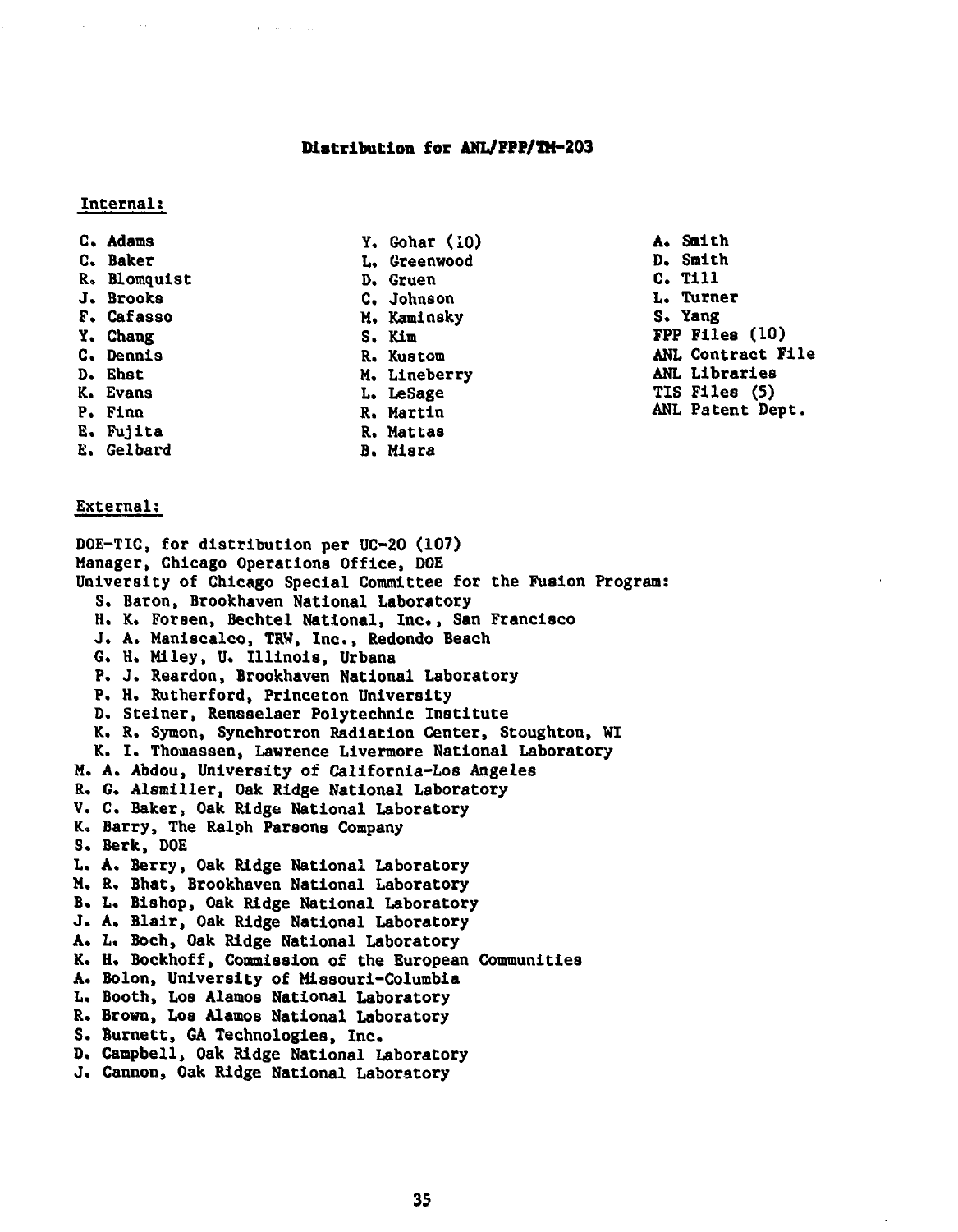**Distribution for ANL/FPP/TM-203**

Internal:

C. Adams
C. Baker
R. Blomquist
J. Brooks
F. Cafasso
Y. Chang
C. Dennis
D. Ehst
K. Evans
P. Finn
E. Fujita
E. Gelbard
Y. Gohar (10)
L. Greenwood
D. Gruen
C. Johnson
M. Kaminsky
S. Kim
R. Kustom
M. Lineberry
L. LeSage
R. Martin
R. Mattas
B. Misra
A. Smith
D. Smith
C. Till
L. Turner
S. Yang
FPP Files (10)
ANL Contract File
ANL Libraries
TIS Files (5)
ANL Patent Dept.

External:

DOE-TIC, for distribution per UC-20 (107)
Manager, Chicago Operations Office, DOE
University of Chicago Special Committee for the Fusion Program:
- S. Baron, Brookhaven National Laboratory
- H. K. Forsen, Bechtel National, Inc., San Francisco
- J. A. Maniscalco, TRW, Inc., Redondo Beach
- G. H. Miley, U. Illinois, Urbana
- P. J. Reardon, Brookhaven National Laboratory
- P. H. Rutherford, Princeton University
- D. Steiner, Rensselaer Polytechnic Institute
- K. R. Symon, Synchrotron Radiation Center, Stoughton, WI
- K. I. Thomassen, Lawrence Livermore National Laboratory

M. A. Abdou, University of California-Los Angeles
R. G. Alsmiller, Oak Ridge National Laboratory
V. C. Baker, Oak Ridge National Laboratory
K. Barry, The Ralph Parsons Company
S. Berk, DOE
L. A. Berry, Oak Ridge National Laboratory
M. R. Bhat, Brookhaven National Laboratory
B. L. Bishop, Oak Ridge National Laboratory
J. A. Blair, Oak Ridge National Laboratory
A. L. Boch, Oak Ridge National Laboratory
K. H. Bockhoff, Commission of the European Communities
A. Bolon, University of Missouri-Columbia
L. Booth, Los Alamos National Laboratory
R. Brown, Los Alamos National Laboratory
S. Burnett, GA Technologies, Inc.
D. Campbell, Oak Ridge National Laboratory
J. Cannon, Oak Ridge National Laboratory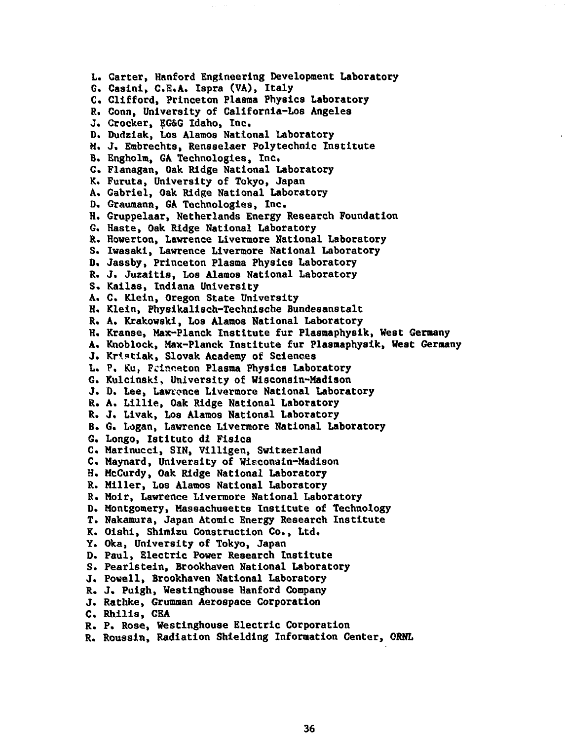L. Carter, Hanford Engineering Development Laboratory
G. Casini, C.E.A. Ispra (VA), Italy
C. Clifford, Princeton Plasma Physics Laboratory
R. Conn, University of California-Los Angeles
J. Crocker, EG&G Idaho, Inc.
D. Dudziak, Los Alamos National Laboratory
M. J. Embrechts, Rensselaer Polytechnic Institute
B. Engholm, GA Technologies, Inc.
C. Flanagan, Oak Ridge National Laboratory
K. Furuta, University of Tokyo, Japan
A. Gabriel, Oak Ridge National Laboratory
D. Graumann, GA Technologies, Inc.
H. Gruppelaar, Netherlands Energy Research Foundation
G. Haste, Oak Ridge National Laboratory
R. Howerton, Lawrence Livermore National Laboratory
S. Iwasaki, Lawrence Livermore National Laboratory
D. Jassby, Princeton Plasma Physics Laboratory
R. J. Juzaitis, Los Alamos National Laboratory
S. Kailas, Indiana University
A. C. Klein, Oregon State University
H. Klein, Physikalisch-Technische Bundesanstalt
R. A. Krakowski, Los Alamos National Laboratory
H. Kranse, Max-Planck Institute fur Plasmaphysik, West Germany
A. Knoblock, Max-Planck Institute fur Plasmaphysik, West Germany
J. Kristiak, Slovak Academy of Sciences
L. P. Ku, Princeton Plasma Physics Laboratory
G. Kulcinski, University of Wisconsin-Madison
J. D. Lee, Lawrence Livermore National Laboratory
R. A. Lillie, Oak Ridge National Laboratory
R. J. Livak, Los Alamos National Laboratory
B. G. Logan, Lawrence Livermore National Laboratory
G. Longo, Istituto di Fisica
C. Marinucci, SIN, Villigen, Switzerland
C. Maynard, University of Wisconsin-Madison
H. McCurdy, Oak Ridge National Laboratory
R. Miller, Los Alamos National Laboratory
R. Moir, Lawrence Livermore National Laboratory
D. Montgomery, Massachusetts Institute of Technology
T. Nakamura, Japan Atomic Energy Research Institute
K. Oishi, Shimizu Construction Co., Ltd.
Y. Oka, University of Tokyo, Japan
D. Paul, Electric Power Research Institute
S. Pearlstein, Brookhaven National Laboratory
J. Powell, Brookhaven National Laboratory
R. J. Puigh, Westinghouse Hanford Company
J. Rathke, Grumman Aerospace Corporation
C. Rhilis, CEA
R. P. Rose, Westinghouse Electric Corporation
R. Roussin, Radiation Shielding Information Center, ORNL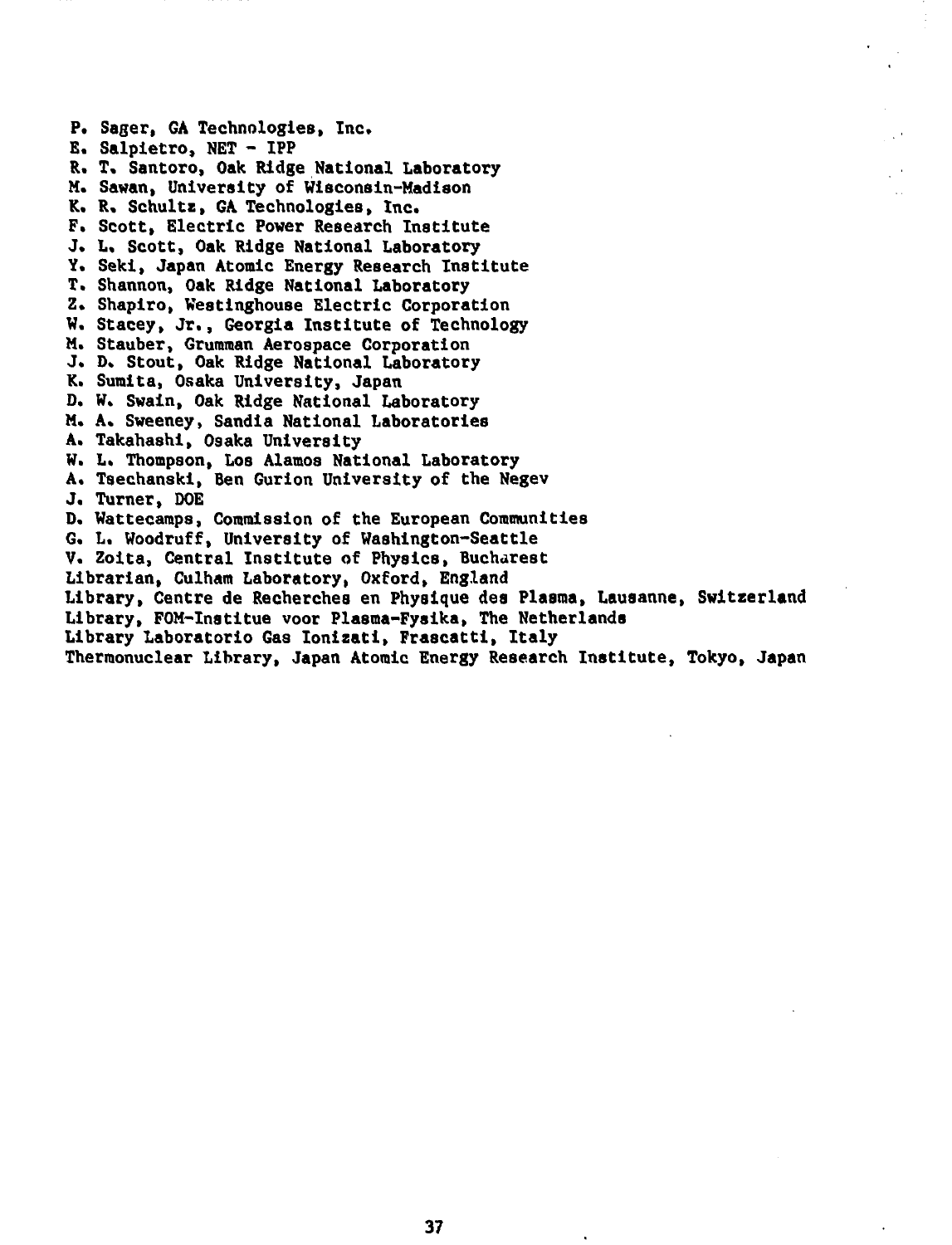P. Sager, GA Technologies, Inc.
E. Salpietro, NET - IPP
R. T. Santoro, Oak Ridge National Laboratory
M. Sawan, University of Wisconsin-Madison
K. R. Schultz, GA Technologies, Inc.
F. Scott, Electric Power Research Institute
J. L. Scott, Oak Ridge National Laboratory
Y. Seki, Japan Atomic Energy Research Institute
T. Shannon, Oak Ridge National Laboratory
Z. Shapiro, Westinghouse Electric Corporation
W. Stacey, Jr., Georgia Institute of Technology
M. Stauber, Grumman Aerospace Corporation
J. D. Stout, Oak Ridge National Laboratory
K. Sumita, Osaka University, Japan
D. W. Swain, Oak Ridge National Laboratory
M. A. Sweeney, Sandia National Laboratories
A. Takahashi, Osaka University
W. L. Thompson, Los Alamos National Laboratory
A. Tsechanski, Ben Gurion University of the Negev
J. Turner, DOE
D. Wattecamps, Commission of the European Communities
G. L. Woodruff, University of Washington-Seattle
V. Zoita, Central Institute of Physics, Bucharest
Librarian, Culham Laboratory, Oxford, England
Library, Centre de Recherches en Physique des Plasma, Lausanne, Switzerland
Library, FOM-Institue voor Plasma-Fysika, The Netherlands
Library Laboratorio Gas Ionizati, Frascatti, Italy
Thermonuclear Library, Japan Atomic Energy Research Institute, Tokyo, Japan